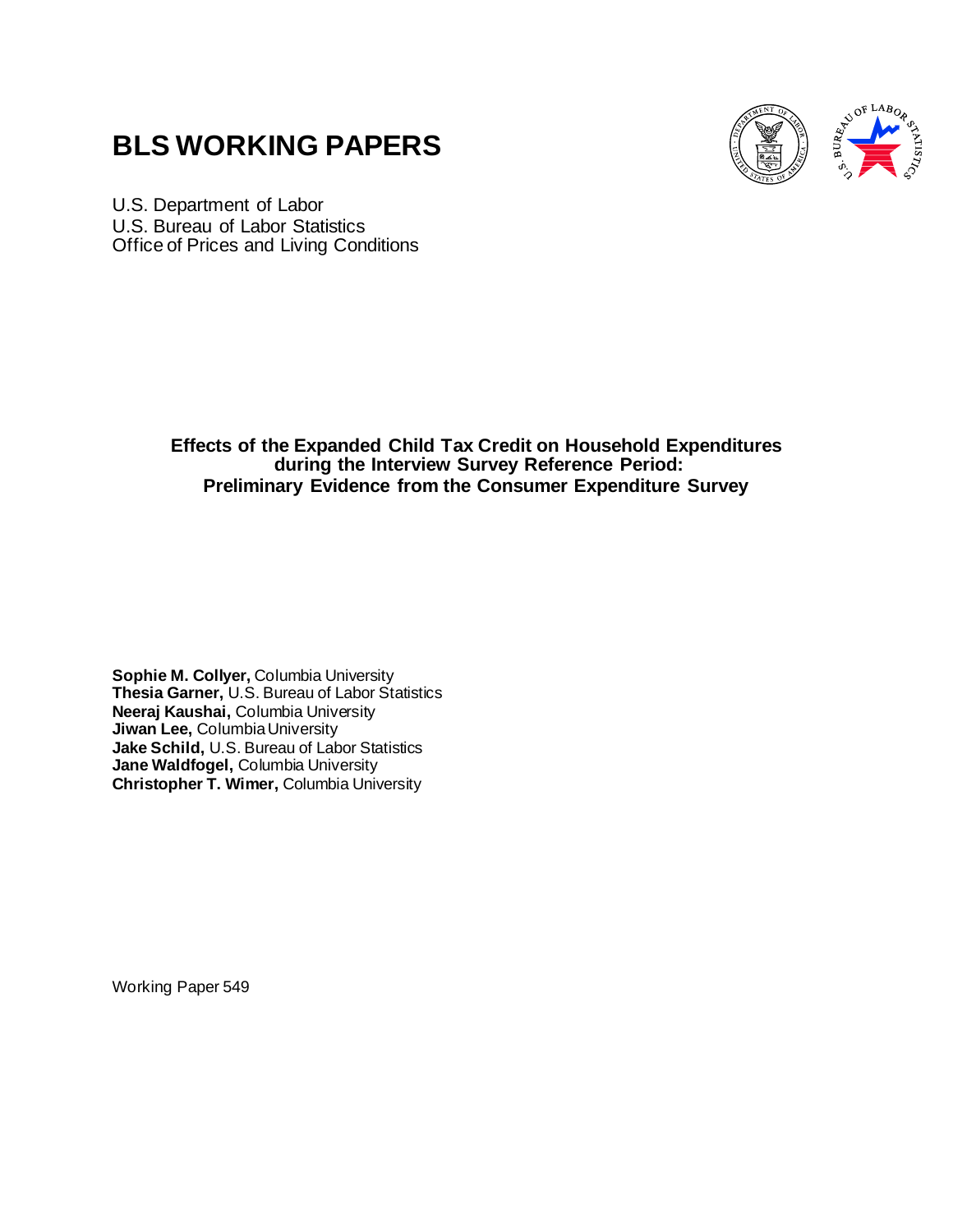# BLS WORKING PAPERS

U.S. Department of Labor
U.S. Bureau of Labor Statistics
Office of Prices and Living Conditions

## Effects of the Expanded Child Tax Credit on Household Expenditures during the Interview Survey Reference Period: Preliminary Evidence from the Consumer Expenditure Survey

**Sophie M. Collyer,** Columbia University
**Thesia Garner,** U.S. Bureau of Labor Statistics
**Neeraj Kaushai,** Columbia University
**Jiwan Lee,** Columbia University
**Jake Schild,** U.S. Bureau of Labor Statistics
**Jane Waldfogel,** Columbia University
**Christopher T. Wimer,** Columbia University

Working Paper 549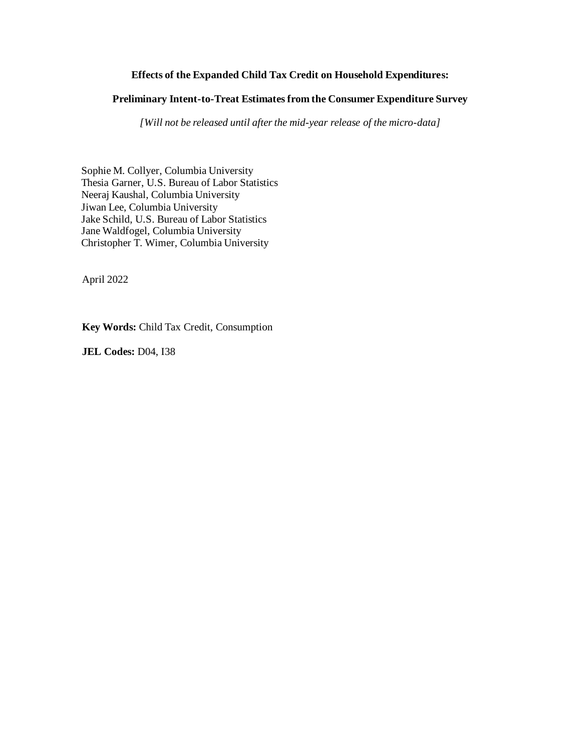**Effects of the Expanded Child Tax Credit on Household Expenditures:**

**Preliminary Intent-to-Treat Estimates from the Consumer Expenditure Survey**

*[Will not be released until after the mid-year release of the micro-data]*

Sophie M. Collyer, Columbia University
Thesia Garner, U.S. Bureau of Labor Statistics
Neeraj Kaushal, Columbia University
Jiwan Lee, Columbia University
Jake Schild, U.S. Bureau of Labor Statistics
Jane Waldfogel, Columbia University
Christopher T. Wimer, Columbia University

April 2022

**Key Words:** Child Tax Credit, Consumption

**JEL Codes:** D04, I38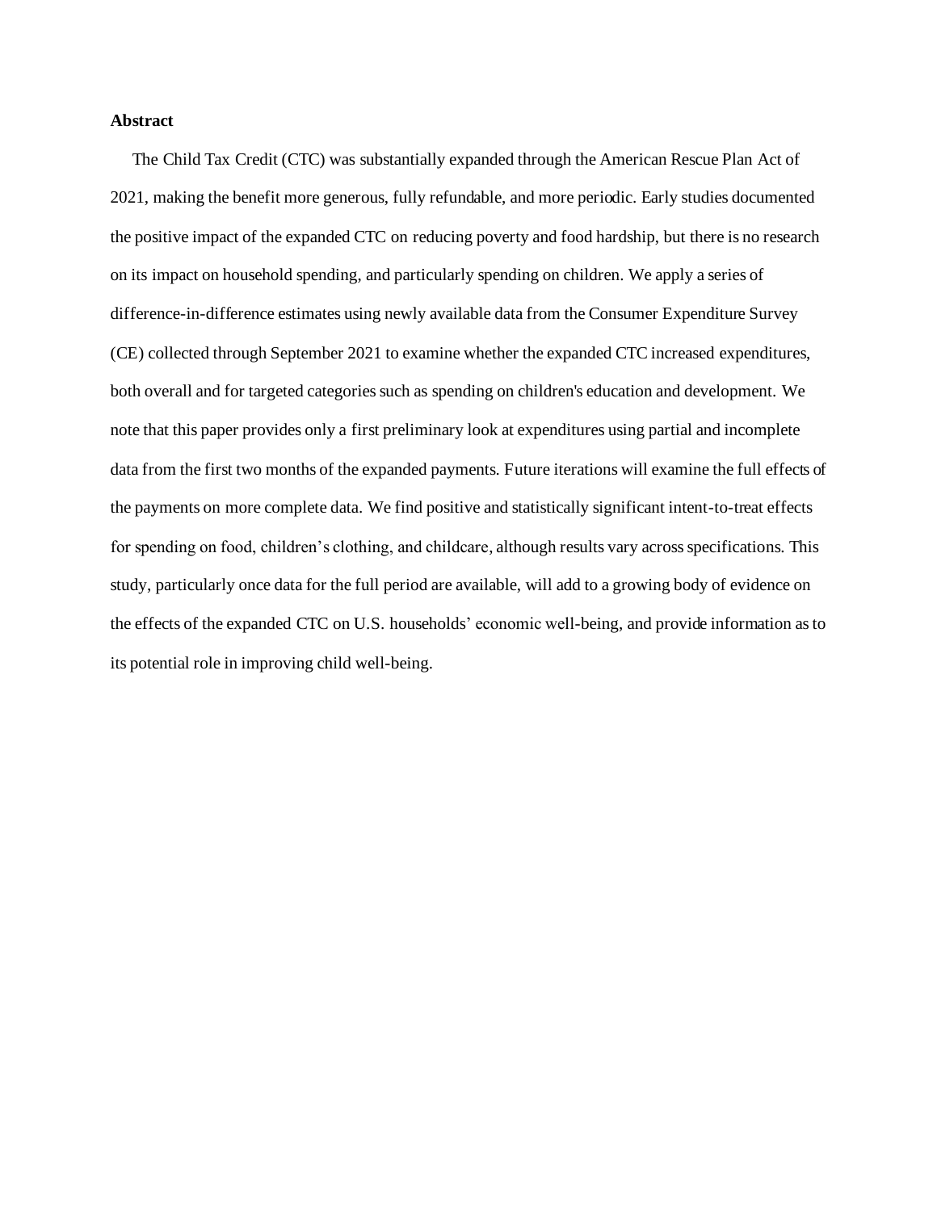**Abstract**

The Child Tax Credit (CTC) was substantially expanded through the American Rescue Plan Act of 2021, making the benefit more generous, fully refundable, and more periodic. Early studies documented the positive impact of the expanded CTC on reducing poverty and food hardship, but there is no research on its impact on household spending, and particularly spending on children. We apply a series of difference-in-difference estimates using newly available data from the Consumer Expenditure Survey (CE) collected through September 2021 to examine whether the expanded CTC increased expenditures, both overall and for targeted categories such as spending on children's education and development. We note that this paper provides only a first preliminary look at expenditures using partial and incomplete data from the first two months of the expanded payments. Future iterations will examine the full effects of the payments on more complete data. We find positive and statistically significant intent-to-treat effects for spending on food, children's clothing, and childcare, although results vary across specifications. This study, particularly once data for the full period are available, will add to a growing body of evidence on the effects of the expanded CTC on U.S. households' economic well-being, and provide information as to its potential role in improving child well-being.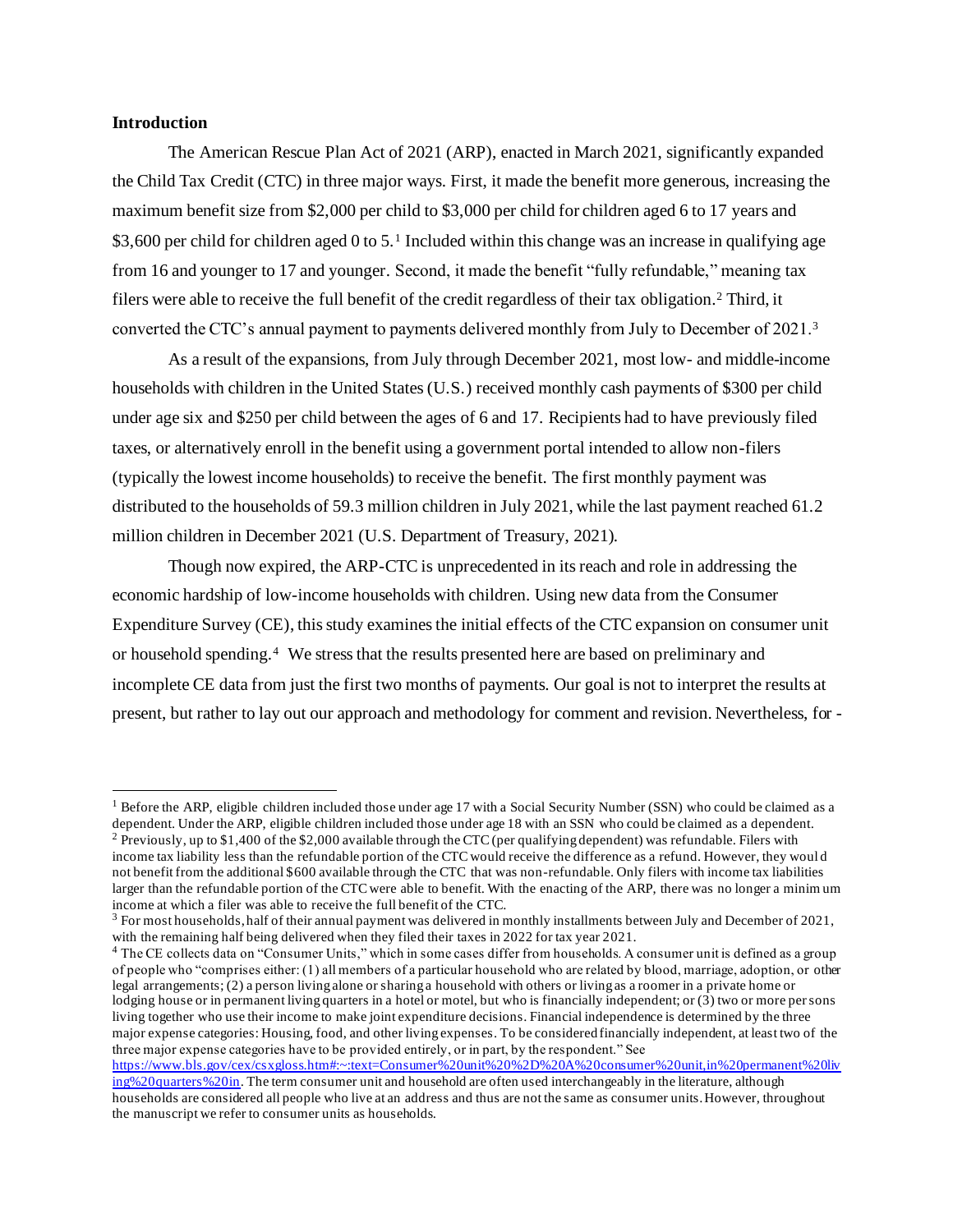**Introduction**

The American Rescue Plan Act of 2021 (ARP), enacted in March 2021, significantly expanded the Child Tax Credit (CTC) in three major ways. First, it made the benefit more generous, increasing the maximum benefit size from $2,000 per child to $3,000 per child for children aged 6 to 17 years and $3,600 per child for children aged 0 to 5.[1] Included within this change was an increase in qualifying age from 16 and younger to 17 and younger. Second, it made the benefit "fully refundable," meaning tax filers were able to receive the full benefit of the credit regardless of their tax obligation.[2] Third, it converted the CTC's annual payment to payments delivered monthly from July to December of 2021.[3]

As a result of the expansions, from July through December 2021, most low- and middle-income households with children in the United States (U.S.) received monthly cash payments of $300 per child under age six and $250 per child between the ages of 6 and 17. Recipients had to have previously filed taxes, or alternatively enroll in the benefit using a government portal intended to allow non-filers (typically the lowest income households) to receive the benefit. The first monthly payment was distributed to the households of 59.3 million children in July 2021, while the last payment reached 61.2 million children in December 2021 (U.S. Department of Treasury, 2021).

Though now expired, the ARP-CTC is unprecedented in its reach and role in addressing the economic hardship of low-income households with children. Using new data from the Consumer Expenditure Survey (CE), this study examines the initial effects of the CTC expansion on consumer unit or household spending.[4] We stress that the results presented here are based on preliminary and incomplete CE data from just the first two months of payments. Our goal is not to interpret the results at present, but rather to lay out our approach and methodology for comment and revision. Nevertheless, for -

---

[1] Before the ARP, eligible children included those under age 17 with a Social Security Number (SSN) who could be claimed as a dependent. Under the ARP, eligible children included those under age 18 with an SSN who could be claimed as a dependent.

[2] Previously, up to $1,400 of the $2,000 available through the CTC (per qualifying dependent) was refundable. Filers with income tax liability less than the refundable portion of the CTC would receive the difference as a refund. However, they would not benefit from the additional $600 available through the CTC that was non-refundable. Only filers with income tax liabilities larger than the refundable portion of the CTC were able to benefit. With the enacting of the ARP, there was no longer a minimum income at which a filer was able to receive the full benefit of the CTC.

[3] For most households, half of their annual payment was delivered in monthly installments between July and December of 2021, with the remaining half being delivered when they filed their taxes in 2022 for tax year 2021.

[4] The CE collects data on "Consumer Units," which in some cases differ from households. A consumer unit is defined as a group of people who "comprises either: (1) all members of a particular household who are related by blood, marriage, adoption, or other legal arrangements; (2) a person living alone or sharing a household with others or living as a roomer in a private home or lodging house or in permanent living quarters in a hotel or motel, but who is financially independent; or (3) two or more persons living together who use their income to make joint expenditure decisions. Financial independence is determined by the three major expense categories: Housing, food, and other living expenses. To be considered financially independent, at least two of the three major expense categories have to be provided entirely, or in part, by the respondent." See https://www.bls.gov/cex/csxgloss.htm#:~:text=Consumer%20unit%20%2D%20A%20consumer%20unit,in%20permanent%20living%20quarters%20in. The term consumer unit and household are often used interchangeably in the literature, although households are considered all people who live at an address and thus are not the same as consumer units. However, throughout the manuscript we refer to consumer units as households.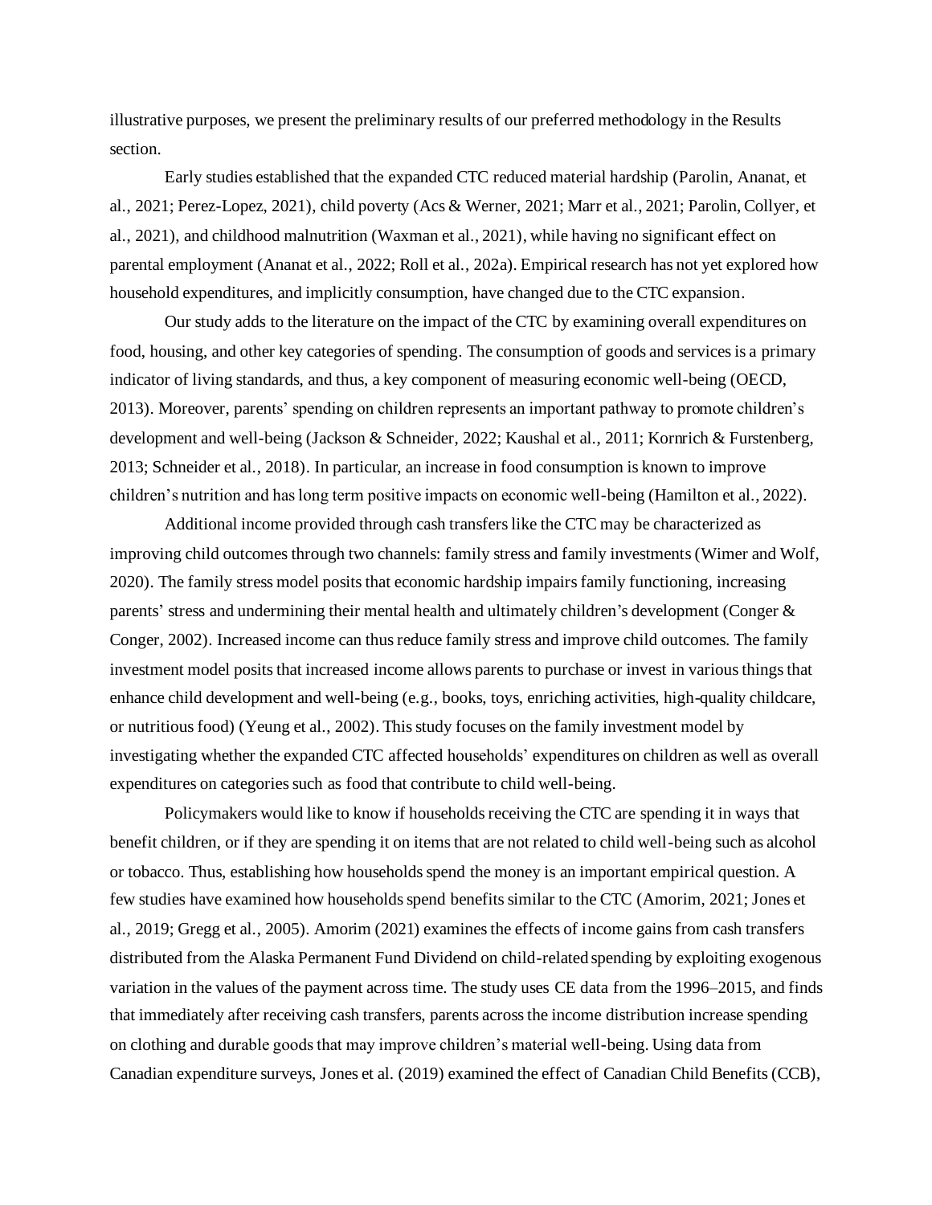illustrative purposes, we present the preliminary results of our preferred methodology in the Results section.

Early studies established that the expanded CTC reduced material hardship (Parolin, Ananat, et al., 2021; Perez-Lopez, 2021), child poverty (Acs & Werner, 2021; Marr et al., 2021; Parolin, Collyer, et al., 2021), and childhood malnutrition (Waxman et al., 2021), while having no significant effect on parental employment (Ananat et al., 2022; Roll et al., 202a). Empirical research has not yet explored how household expenditures, and implicitly consumption, have changed due to the CTC expansion.

Our study adds to the literature on the impact of the CTC by examining overall expenditures on food, housing, and other key categories of spending. The consumption of goods and services is a primary indicator of living standards, and thus, a key component of measuring economic well-being (OECD, 2013). Moreover, parents' spending on children represents an important pathway to promote children's development and well-being (Jackson & Schneider, 2022; Kaushal et al., 2011; Kornrich & Furstenberg, 2013; Schneider et al., 2018). In particular, an increase in food consumption is known to improve children's nutrition and has long term positive impacts on economic well-being (Hamilton et al., 2022).

Additional income provided through cash transfers like the CTC may be characterized as improving child outcomes through two channels: family stress and family investments (Wimer and Wolf, 2020). The family stress model posits that economic hardship impairs family functioning, increasing parents' stress and undermining their mental health and ultimately children's development (Conger & Conger, 2002). Increased income can thus reduce family stress and improve child outcomes. The family investment model posits that increased income allows parents to purchase or invest in various things that enhance child development and well-being (e.g., books, toys, enriching activities, high-quality childcare, or nutritious food) (Yeung et al., 2002). This study focuses on the family investment model by investigating whether the expanded CTC affected households' expenditures on children as well as overall expenditures on categories such as food that contribute to child well-being.

Policymakers would like to know if households receiving the CTC are spending it in ways that benefit children, or if they are spending it on items that are not related to child well-being such as alcohol or tobacco. Thus, establishing how households spend the money is an important empirical question. A few studies have examined how households spend benefits similar to the CTC (Amorim, 2021; Jones et al., 2019; Gregg et al., 2005). Amorim (2021) examines the effects of income gains from cash transfers distributed from the Alaska Permanent Fund Dividend on child-related spending by exploiting exogenous variation in the values of the payment across time. The study uses CE data from the 1996–2015, and finds that immediately after receiving cash transfers, parents across the income distribution increase spending on clothing and durable goods that may improve children's material well-being. Using data from Canadian expenditure surveys, Jones et al. (2019) examined the effect of Canadian Child Benefits (CCB),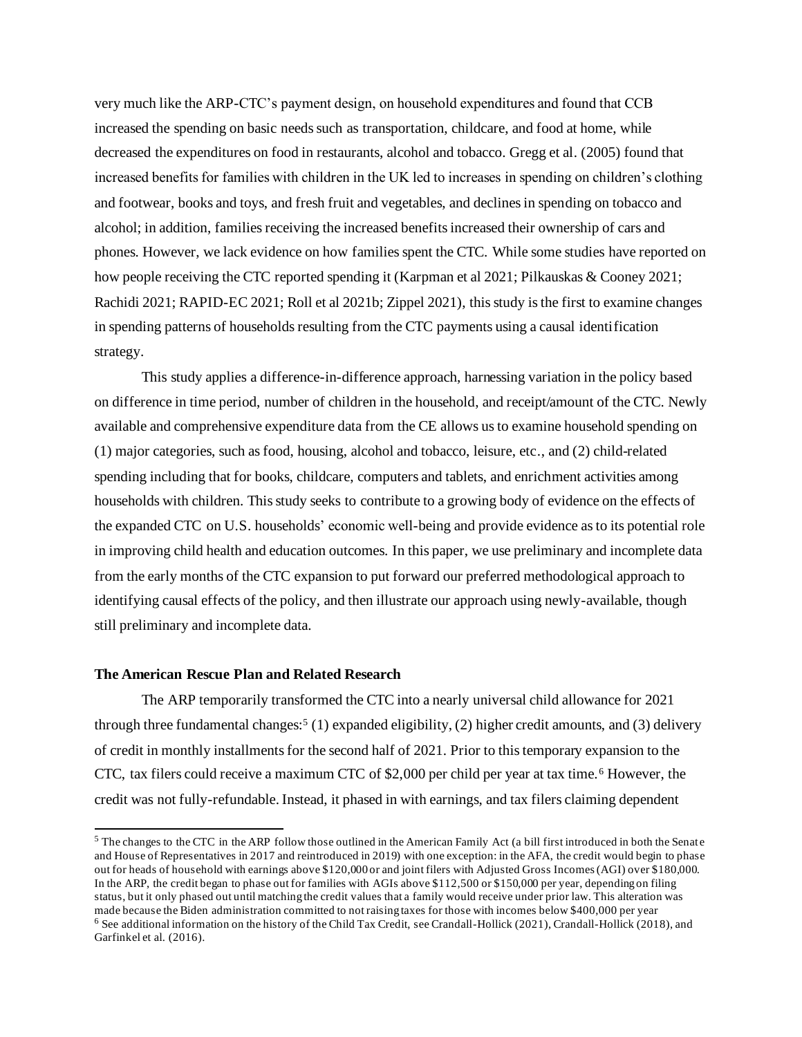very much like the ARP-CTC's payment design, on household expenditures and found that CCB increased the spending on basic needs such as transportation, childcare, and food at home, while decreased the expenditures on food in restaurants, alcohol and tobacco. Gregg et al. (2005) found that increased benefits for families with children in the UK led to increases in spending on children's clothing and footwear, books and toys, and fresh fruit and vegetables, and declines in spending on tobacco and alcohol; in addition, families receiving the increased benefits increased their ownership of cars and phones. However, we lack evidence on how families spent the CTC. While some studies have reported on how people receiving the CTC reported spending it (Karpman et al 2021; Pilkauskas & Cooney 2021; Rachidi 2021; RAPID-EC 2021; Roll et al 2021b; Zippel 2021), this study is the first to examine changes in spending patterns of households resulting from the CTC payments using a causal identification strategy.

This study applies a difference-in-difference approach, harnessing variation in the policy based on difference in time period, number of children in the household, and receipt/amount of the CTC. Newly available and comprehensive expenditure data from the CE allows us to examine household spending on (1) major categories, such as food, housing, alcohol and tobacco, leisure, etc., and (2) child-related spending including that for books, childcare, computers and tablets, and enrichment activities among households with children. This study seeks to contribute to a growing body of evidence on the effects of the expanded CTC on U.S. households' economic well-being and provide evidence as to its potential role in improving child health and education outcomes. In this paper, we use preliminary and incomplete data from the early months of the CTC expansion to put forward our preferred methodological approach to identifying causal effects of the policy, and then illustrate our approach using newly-available, though still preliminary and incomplete data.

**The American Rescue Plan and Related Research**

The ARP temporarily transformed the CTC into a nearly universal child allowance for 2021 through three fundamental changes:[5] (1) expanded eligibility, (2) higher credit amounts, and (3) delivery of credit in monthly installments for the second half of 2021. Prior to this temporary expansion to the CTC, tax filers could receive a maximum CTC of $2,000 per child per year at tax time.[6] However, the credit was not fully-refundable. Instead, it phased in with earnings, and tax filers claiming dependent

---

[5] The changes to the CTC in the ARP follow those outlined in the American Family Act (a bill first introduced in both the Senate and House of Representatives in 2017 and reintroduced in 2019) with one exception: in the AFA, the credit would begin to phase out for heads of household with earnings above $120,000 or and joint filers with Adjusted Gross Incomes (AGI) over $180,000. In the ARP, the credit began to phase out for families with AGIs above $112,500 or $150,000 per year, depending on filing status, but it only phased out until matching the credit values that a family would receive under prior law. This alteration was made because the Biden administration committed to not raising taxes for those with incomes below $400,000 per year

[6] See additional information on the history of the Child Tax Credit, see Crandall-Hollick (2021), Crandall-Hollick (2018), and Garfinkel et al. (2016).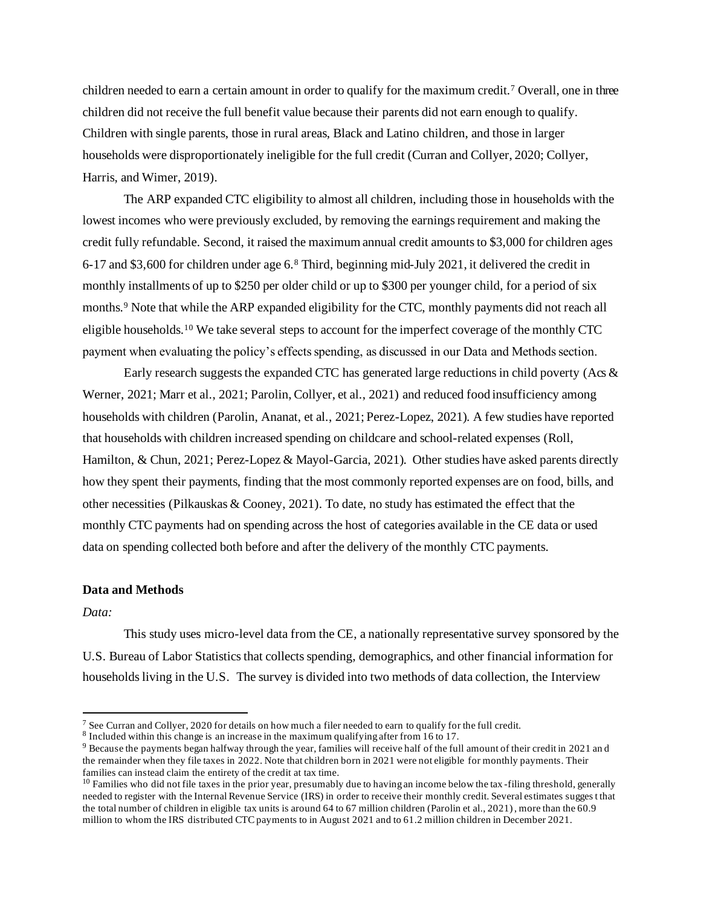children needed to earn a certain amount in order to qualify for the maximum credit.[7] Overall, one in three children did not receive the full benefit value because their parents did not earn enough to qualify. Children with single parents, those in rural areas, Black and Latino children, and those in larger households were disproportionately ineligible for the full credit (Curran and Collyer, 2020; Collyer, Harris, and Wimer, 2019).

The ARP expanded CTC eligibility to almost all children, including those in households with the lowest incomes who were previously excluded, by removing the earnings requirement and making the credit fully refundable. Second, it raised the maximum annual credit amounts to $3,000 for children ages 6-17 and $3,600 for children under age 6.[8] Third, beginning mid-July 2021, it delivered the credit in monthly installments of up to $250 per older child or up to $300 per younger child, for a period of six months.[9] Note that while the ARP expanded eligibility for the CTC, monthly payments did not reach all eligible households.[10] We take several steps to account for the imperfect coverage of the monthly CTC payment when evaluating the policy's effects spending, as discussed in our Data and Methods section.

Early research suggests the expanded CTC has generated large reductions in child poverty (Acs & Werner, 2021; Marr et al., 2021; Parolin, Collyer, et al., 2021) and reduced food insufficiency among households with children (Parolin, Ananat, et al., 2021; Perez-Lopez, 2021). A few studies have reported that households with children increased spending on childcare and school-related expenses (Roll, Hamilton, & Chun, 2021; Perez-Lopez & Mayol-Garcia, 2021). Other studies have asked parents directly how they spent their payments, finding that the most commonly reported expenses are on food, bills, and other necessities (Pilkauskas & Cooney, 2021). To date, no study has estimated the effect that the monthly CTC payments had on spending across the host of categories available in the CE data or used data on spending collected both before and after the delivery of the monthly CTC payments.

## Data and Methods

*Data:*

This study uses micro-level data from the CE, a nationally representative survey sponsored by the U.S. Bureau of Labor Statistics that collects spending, demographics, and other financial information for households living in the U.S. The survey is divided into two methods of data collection, the Interview

---

[7] See Curran and Collyer, 2020 for details on how much a filer needed to earn to qualify for the full credit.

[8] Included within this change is an increase in the maximum qualifying after from 16 to 17.

[9] Because the payments began halfway through the year, families will receive half of the full amount of their credit in 2021 and the remainder when they file taxes in 2022. Note that children born in 2021 were not eligible for monthly payments. Their families can instead claim the entirety of the credit at tax time.

[10] Families who did not file taxes in the prior year, presumably due to having an income below the tax-filing threshold, generally needed to register with the Internal Revenue Service (IRS) in order to receive their monthly credit. Several estimates suggest that the total number of children in eligible tax units is around 64 to 67 million children (Parolin et al., 2021), more than the 60.9 million to whom the IRS distributed CTC payments to in August 2021 and to 61.2 million children in December 2021.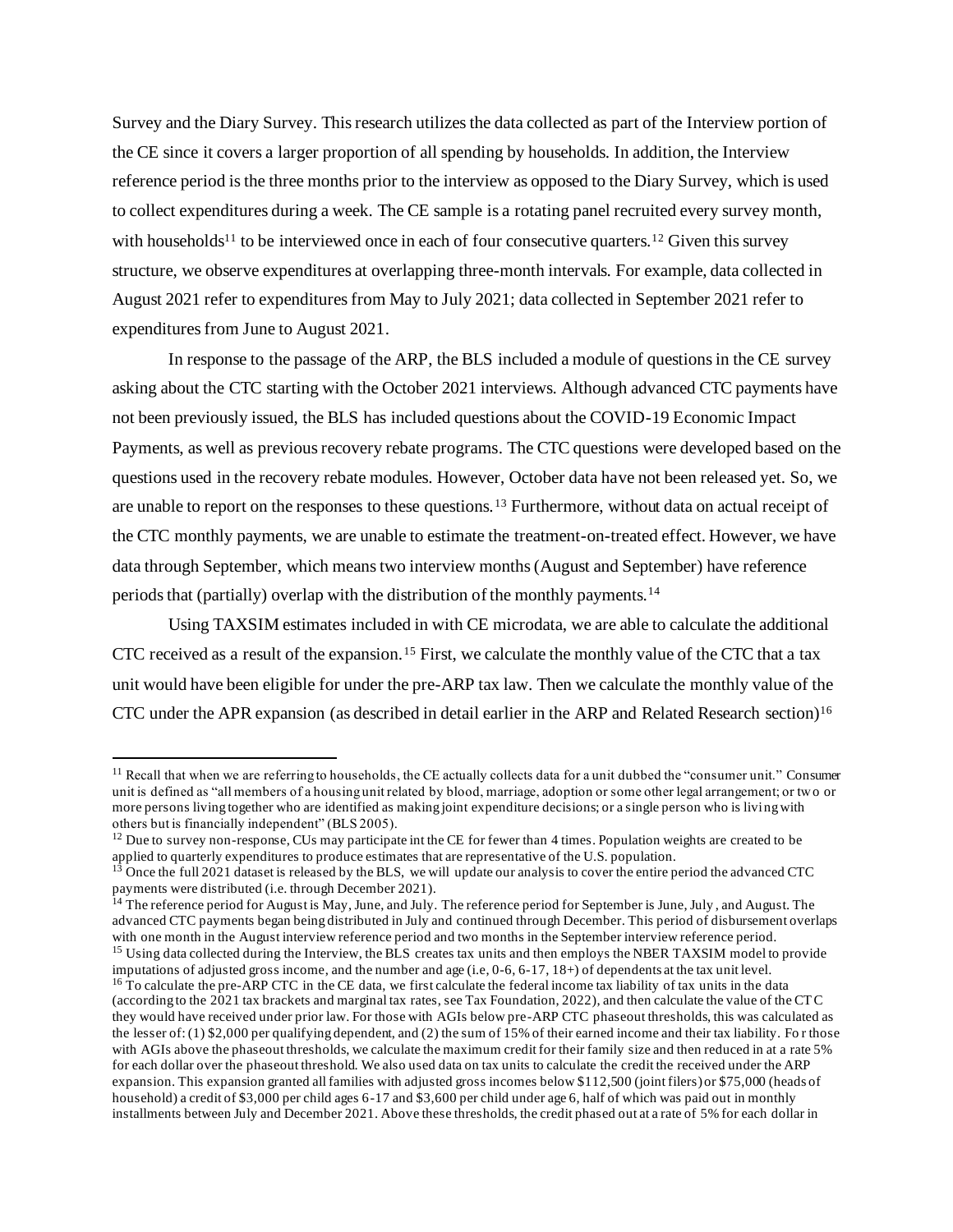Survey and the Diary Survey. This research utilizes the data collected as part of the Interview portion of the CE since it covers a larger proportion of all spending by households. In addition, the Interview reference period is the three months prior to the interview as opposed to the Diary Survey, which is used to collect expenditures during a week. The CE sample is a rotating panel recruited every survey month, with households[11] to be interviewed once in each of four consecutive quarters.[12] Given this survey structure, we observe expenditures at overlapping three-month intervals. For example, data collected in August 2021 refer to expenditures from May to July 2021; data collected in September 2021 refer to expenditures from June to August 2021.

In response to the passage of the ARP, the BLS included a module of questions in the CE survey asking about the CTC starting with the October 2021 interviews. Although advanced CTC payments have not been previously issued, the BLS has included questions about the COVID-19 Economic Impact Payments, as well as previous recovery rebate programs. The CTC questions were developed based on the questions used in the recovery rebate modules. However, October data have not been released yet. So, we are unable to report on the responses to these questions.[13] Furthermore, without data on actual receipt of the CTC monthly payments, we are unable to estimate the treatment-on-treated effect. However, we have data through September, which means two interview months (August and September) have reference periods that (partially) overlap with the distribution of the monthly payments.[14]

Using TAXSIM estimates included in with CE microdata, we are able to calculate the additional CTC received as a result of the expansion.[15] First, we calculate the monthly value of the CTC that a tax unit would have been eligible for under the pre-ARP tax law. Then we calculate the monthly value of the CTC under the APR expansion (as described in detail earlier in the ARP and Related Research section)[16]

---

[11] Recall that when we are referring to households, the CE actually collects data for a unit dubbed the "consumer unit." Consumer unit is defined as "all members of a housing unit related by blood, marriage, adoption or some other legal arrangement; or two or more persons living together who are identified as making joint expenditure decisions; or a single person who is living with others but is financially independent" (BLS 2005).

[12] Due to survey non-response, CUs may participate int the CE for fewer than 4 times. Population weights are created to be applied to quarterly expenditures to produce estimates that are representative of the U.S. population.

[13] Once the full 2021 dataset is released by the BLS, we will update our analysis to cover the entire period the advanced CTC payments were distributed (i.e. through December 2021).

[14] The reference period for August is May, June, and July. The reference period for September is June, July, and August. The advanced CTC payments began being distributed in July and continued through December. This period of disbursement overlaps with one month in the August interview reference period and two months in the September interview reference period.

[15] Using data collected during the Interview, the BLS creates tax units and then employs the NBER TAXSIM model to provide imputations of adjusted gross income, and the number and age (i.e, 0-6, 6-17, 18+) of dependents at the tax unit level.

[16] To calculate the pre-ARP CTC in the CE data, we first calculate the federal income tax liability of tax units in the data (according to the 2021 tax brackets and marginal tax rates, see Tax Foundation, 2022), and then calculate the value of the CTC they would have received under prior law. For those with AGIs below pre-ARP CTC phaseout thresholds, this was calculated as the lesser of: (1) $2,000 per qualifying dependent, and (2) the sum of 15% of their earned income and their tax liability. For those with AGIs above the phaseout thresholds, we calculate the maximum credit for their family size and then reduced in at a rate 5% for each dollar over the phaseout threshold. We also used data on tax units to calculate the credit the received under the ARP expansion. This expansion granted all families with adjusted gross incomes below $112,500 (joint filers) or $75,000 (heads of household) a credit of $3,000 per child ages 6-17 and $3,600 per child under age 6, half of which was paid out in monthly installments between July and December 2021. Above these thresholds, the credit phased out at a rate of 5% for each dollar in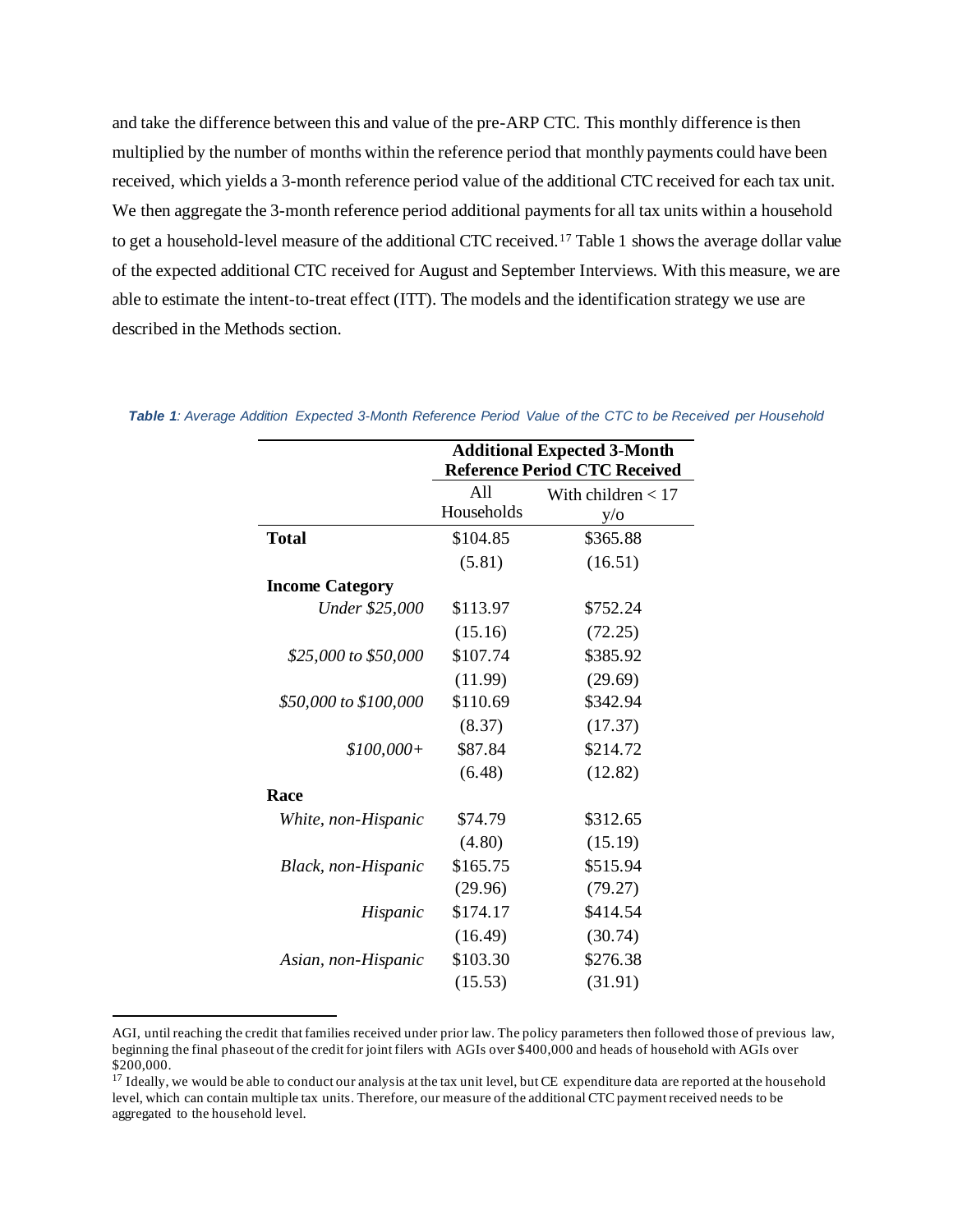and take the difference between this and value of the pre-ARP CTC. This monthly difference is then multiplied by the number of months within the reference period that monthly payments could have been received, which yields a 3-month reference period value of the additional CTC received for each tax unit. We then aggregate the 3-month reference period additional payments for all tax units within a household to get a household-level measure of the additional CTC received.[17] Table 1 shows the average dollar value of the expected additional CTC received for August and September Interviews. With this measure, we are able to estimate the intent-to-treat effect (ITT). The models and the identification strategy we use are described in the Methods section.

***Table 1**: Average Addition Expected 3-Month Reference Period Value of the CTC to be Received per Household*

| | **Additional Expected 3-Month Reference Period CTC Received** | |
|---|---|---|
| | All Households | With children < 17 y/o |
| **Total** | \$104.85 | \$365.88 |
| | (5.81) | (16.51) |
| **Income Category** | | |
| *Under \$25,000* | \$113.97 | \$752.24 |
| | (15.16) | (72.25) |
| *\$25,000 to \$50,000* | \$107.74 | \$385.92 |
| | (11.99) | (29.69) |
| *\$50,000 to \$100,000* | \$110.69 | \$342.94 |
| | (8.37) | (17.37) |
| *\$100,000+* | \$87.84 | \$214.72 |
| | (6.48) | (12.82) |
| **Race** | | |
| *White, non-Hispanic* | \$74.79 | \$312.65 |
| | (4.80) | (15.19) |
| *Black, non-Hispanic* | \$165.75 | \$515.94 |
| | (29.96) | (79.27) |
| *Hispanic* | \$174.17 | \$414.54 |
| | (16.49) | (30.74) |
| *Asian, non-Hispanic* | \$103.30 | \$276.38 |
| | (15.53) | (31.91) |

AGI, until reaching the credit that families received under prior law. The policy parameters then followed those of previous law, beginning the final phaseout of the credit for joint filers with AGIs over \$400,000 and heads of household with AGIs over \$200,000.

[17] Ideally, we would be able to conduct our analysis at the tax unit level, but CE expenditure data are reported at the household level, which can contain multiple tax units. Therefore, our measure of the additional CTC payment received needs to be aggregated to the household level.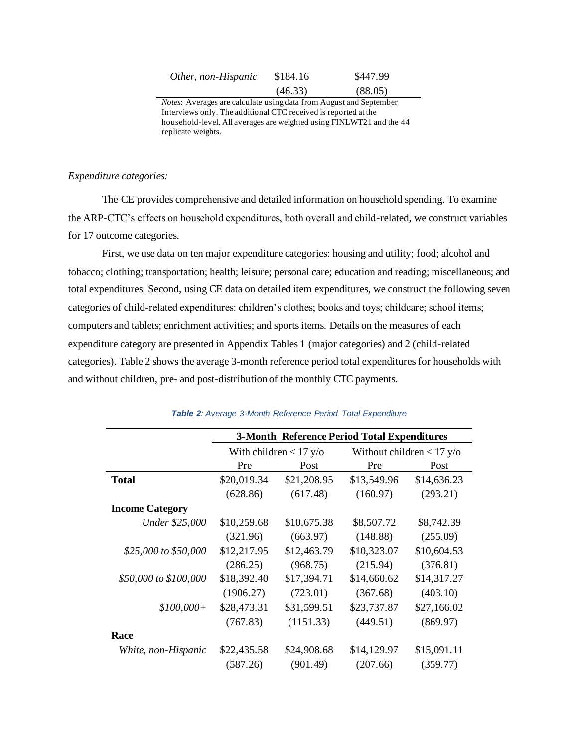| | | |
|---|---|---|
| *Other, non-Hispanic* | $184.16 | $447.99 |
| | (46.33) | (88.05) |

*Notes*: Averages are calculate using data from August and September Interviews only. The additional CTC received is reported at the household-level. All averages are weighted using FINLWT21 and the 44 replicate weights.

*Expenditure categories:*

The CE provides comprehensive and detailed information on household spending. To examine the ARP-CTC's effects on household expenditures, both overall and child-related, we construct variables for 17 outcome categories.

First, we use data on ten major expenditure categories: housing and utility; food; alcohol and tobacco; clothing; transportation; health; leisure; personal care; education and reading; miscellaneous; and total expenditures. Second, using CE data on detailed item expenditures, we construct the following seven categories of child-related expenditures: children's clothes; books and toys; childcare; school items; computers and tablets; enrichment activities; and sports items. Details on the measures of each expenditure category are presented in Appendix Tables 1 (major categories) and 2 (child-related categories). Table 2 shows the average 3-month reference period total expenditures for households with and without children, pre- and post-distribution of the monthly CTC payments.

***Table 2**: Average 3-Month Reference Period Total Expenditure*

| | 3-Month Reference Period Total Expenditures | | | |
|---|---|---|---|---|
| | With children < 17 y/o | | Without children < 17 y/o | |
| | Pre | Post | Pre | Post |
| **Total** | $20,019.34 | $21,208.95 | $13,549.96 | $14,636.23 |
| | (628.86) | (617.48) | (160.97) | (293.21) |
| **Income Category** | | | | |
| *Under $25,000* | $10,259.68 | $10,675.38 | $8,507.72 | $8,742.39 |
| | (321.96) | (663.97) | (148.88) | (255.09) |
| *$25,000 to $50,000* | $12,217.95 | $12,463.79 | $10,323.07 | $10,604.53 |
| | (286.25) | (968.75) | (215.94) | (376.81) |
| *$50,000 to $100,000* | $18,392.40 | $17,394.71 | $14,660.62 | $14,317.27 |
| | (1906.27) | (723.01) | (367.68) | (403.10) |
| *$100,000+* | $28,473.31 | $31,599.51 | $23,737.87 | $27,166.02 |
| | (767.83) | (1151.33) | (449.51) | (869.97) |
| **Race** | | | | |
| *White, non-Hispanic* | $22,435.58 | $24,908.68 | $14,129.97 | $15,091.11 |
| | (587.26) | (901.49) | (207.66) | (359.77) |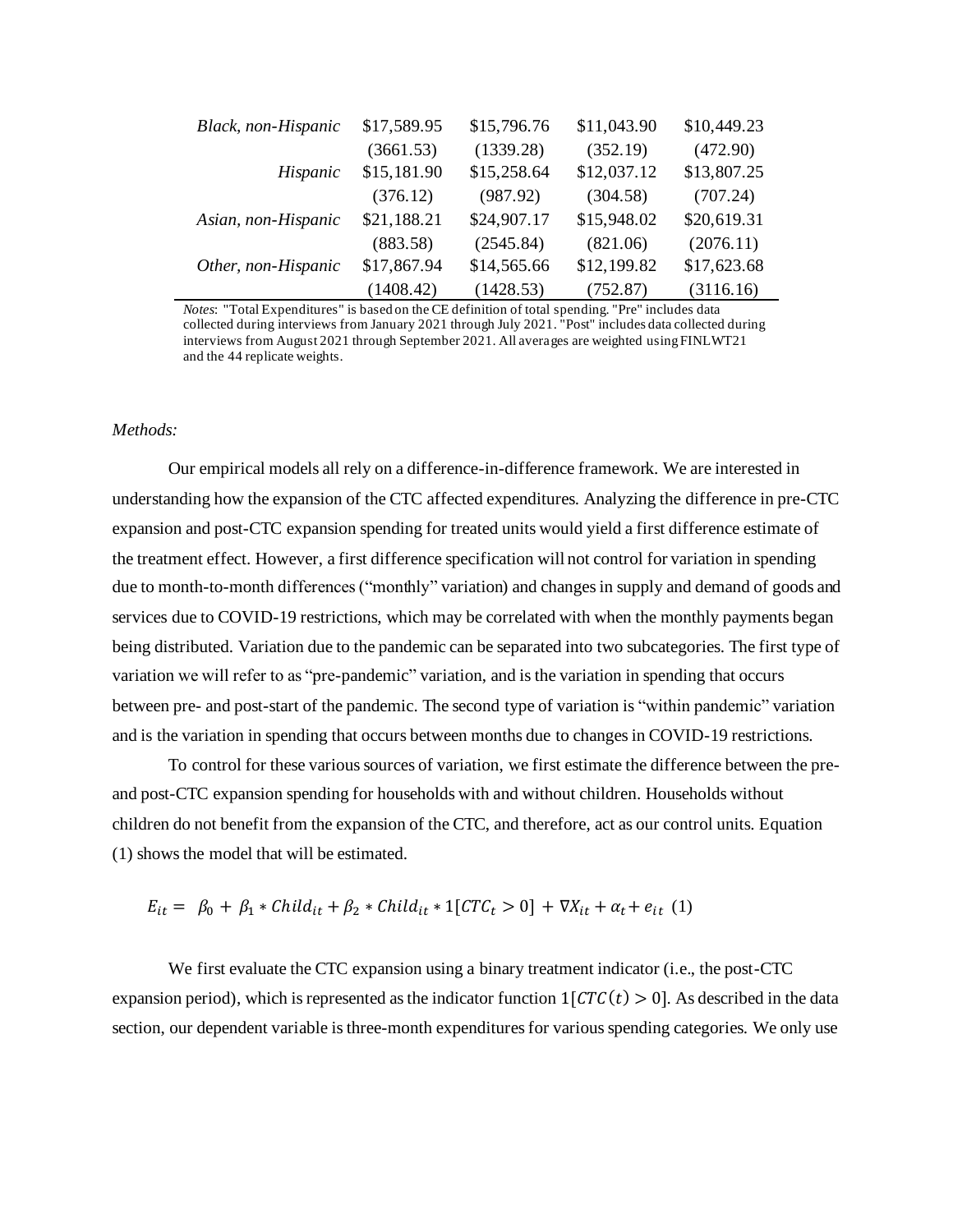| | | | | |
|---|---|---|---|---|
| *Black, non-Hispanic* | \$17,589.95 | \$15,796.76 | \$11,043.90 | \$10,449.23 |
| | (3661.53) | (1339.28) | (352.19) | (472.90) |
| *Hispanic* | \$15,181.90 | \$15,258.64 | \$12,037.12 | \$13,807.25 |
| | (376.12) | (987.92) | (304.58) | (707.24) |
| *Asian, non-Hispanic* | \$21,188.21 | \$24,907.17 | \$15,948.02 | \$20,619.31 |
| | (883.58) | (2545.84) | (821.06) | (2076.11) |
| *Other, non-Hispanic* | \$17,867.94 | \$14,565.66 | \$12,199.82 | \$17,623.68 |
| | (1408.42) | (1428.53) | (752.87) | (3116.16) |

*Notes*: "Total Expenditures" is based on the CE definition of total spending. "Pre" includes data collected during interviews from January 2021 through July 2021. "Post" includes data collected during interviews from August 2021 through September 2021. All averages are weighted using FINLWT21 and the 44 replicate weights.

*Methods:*

Our empirical models all rely on a difference-in-difference framework. We are interested in understanding how the expansion of the CTC affected expenditures. Analyzing the difference in pre-CTC expansion and post-CTC expansion spending for treated units would yield a first difference estimate of the treatment effect. However, a first difference specification will not control for variation in spending due to month-to-month differences ("monthly" variation) and changes in supply and demand of goods and services due to COVID-19 restrictions, which may be correlated with when the monthly payments began being distributed. Variation due to the pandemic can be separated into two subcategories. The first type of variation we will refer to as "pre-pandemic" variation, and is the variation in spending that occurs between pre- and post-start of the pandemic. The second type of variation is "within pandemic" variation and is the variation in spending that occurs between months due to changes in COVID-19 restrictions.

To control for these various sources of variation, we first estimate the difference between the pre- and post-CTC expansion spending for households with and without children. Households without children do not benefit from the expansion of the CTC, and therefore, act as our control units. Equation (1) shows the model that will be estimated.

$$E_{it} = \beta_0 + \beta_1 * Child_{it} + \beta_2 * Child_{it} * 1[CTC_t > 0] + \nabla X_{it} + \alpha_t + e_{it} \quad (1)$$

We first evaluate the CTC expansion using a binary treatment indicator (i.e., the post-CTC expansion period), which is represented as the indicator function $1[CTC(t) > 0]$. As described in the data section, our dependent variable is three-month expenditures for various spending categories. We only use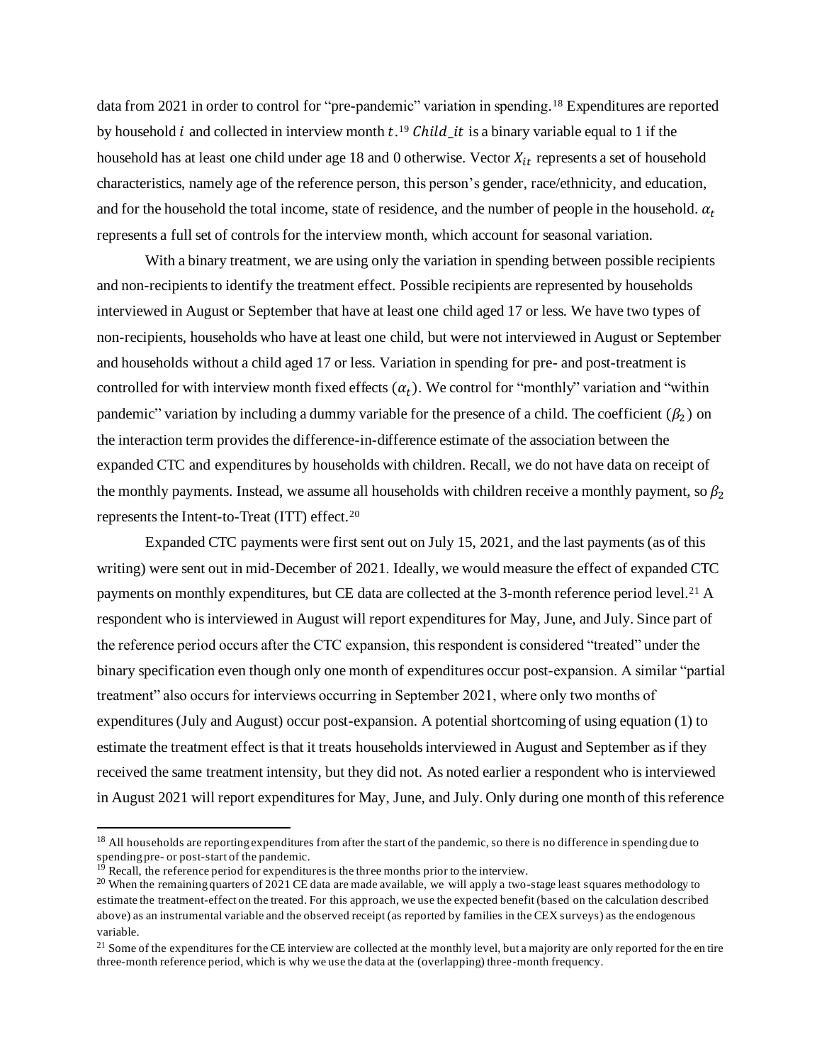data from 2021 in order to control for "pre-pandemic" variation in spending.[18] Expenditures are reported by household $i$ and collected in interview month $t$.[19] $Child\_it$ is a binary variable equal to 1 if the household has at least one child under age 18 and 0 otherwise. Vector $X_{it}$ represents a set of household characteristics, namely age of the reference person, this person's gender, race/ethnicity, and education, and for the household the total income, state of residence, and the number of people in the household. $\alpha_t$ represents a full set of controls for the interview month, which account for seasonal variation.

With a binary treatment, we are using only the variation in spending between possible recipients and non-recipients to identify the treatment effect. Possible recipients are represented by households interviewed in August or September that have at least one child aged 17 or less. We have two types of non-recipients, households who have at least one child, but were not interviewed in August or September and households without a child aged 17 or less. Variation in spending for pre- and post-treatment is controlled for with interview month fixed effects ($\alpha_t$). We control for "monthly" variation and "within pandemic" variation by including a dummy variable for the presence of a child. The coefficient ($\beta_2$) on the interaction term provides the difference-in-difference estimate of the association between the expanded CTC and expenditures by households with children. Recall, we do not have data on receipt of the monthly payments. Instead, we assume all households with children receive a monthly payment, so $\beta_2$ represents the Intent-to-Treat (ITT) effect.[20]

Expanded CTC payments were first sent out on July 15, 2021, and the last payments (as of this writing) were sent out in mid-December of 2021. Ideally, we would measure the effect of expanded CTC payments on monthly expenditures, but CE data are collected at the 3-month reference period level.[21] A respondent who is interviewed in August will report expenditures for May, June, and July. Since part of the reference period occurs after the CTC expansion, this respondent is considered "treated" under the binary specification even though only one month of expenditures occur post-expansion. A similar "partial treatment" also occurs for interviews occurring in September 2021, where only two months of expenditures (July and August) occur post-expansion. A potential shortcoming of using equation (1) to estimate the treatment effect is that it treats households interviewed in August and September as if they received the same treatment intensity, but they did not. As noted earlier a respondent who is interviewed in August 2021 will report expenditures for May, June, and July. Only during one month of this reference

---

[18] All households are reporting expenditures from after the start of the pandemic, so there is no difference in spending due to spending pre- or post-start of the pandemic.

[19] Recall, the reference period for expenditures is the three months prior to the interview.

[20] When the remaining quarters of 2021 CE data are made available, we will apply a two-stage least squares methodology to estimate the treatment-effect on the treated. For this approach, we use the expected benefit (based on the calculation described above) as an instrumental variable and the observed receipt (as reported by families in the CEX surveys) as the endogenous variable.

[21] Some of the expenditures for the CE interview are collected at the monthly level, but a majority are only reported for the en tire three-month reference period, which is why we use the data at the (overlapping) three-month frequency.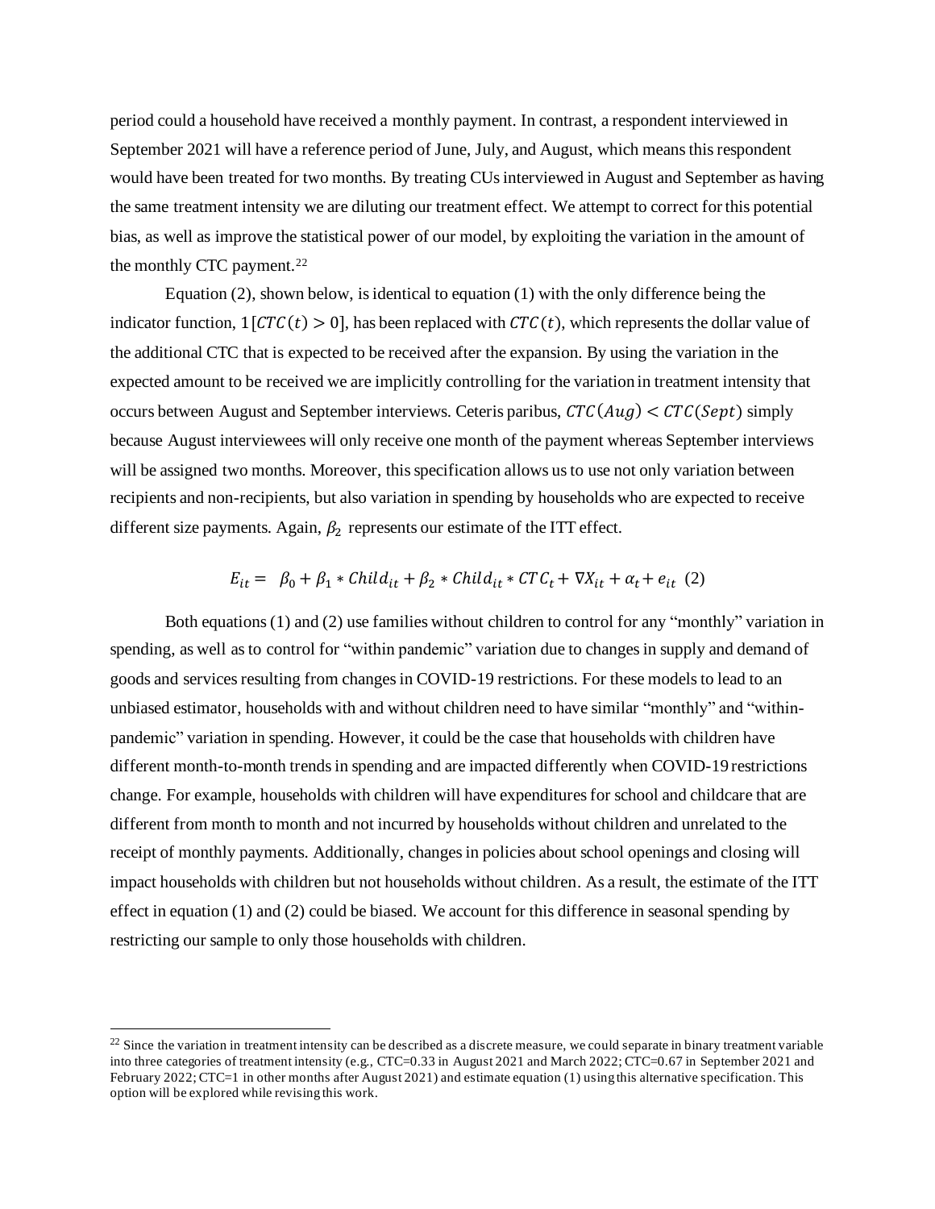period could a household have received a monthly payment. In contrast, a respondent interviewed in September 2021 will have a reference period of June, July, and August, which means this respondent would have been treated for two months. By treating CUs interviewed in August and September as having the same treatment intensity we are diluting our treatment effect. We attempt to correct for this potential bias, as well as improve the statistical power of our model, by exploiting the variation in the amount of the monthly CTC payment.[22]

Equation (2), shown below, is identical to equation (1) with the only difference being the indicator function, $1[CTC(t) > 0]$, has been replaced with $CTC(t)$, which represents the dollar value of the additional CTC that is expected to be received after the expansion. By using the variation in the expected amount to be received we are implicitly controlling for the variation in treatment intensity that occurs between August and September interviews. Ceteris paribus, $CTC(Aug) < CTC(Sept)$ simply because August interviewees will only receive one month of the payment whereas September interviews will be assigned two months. Moreover, this specification allows us to use not only variation between recipients and non-recipients, but also variation in spending by households who are expected to receive different size payments. Again, $\beta_2$ represents our estimate of the ITT effect.

$$E_{it} = \beta_0 + \beta_1 * Child_{it} + \beta_2 * Child_{it} * CTC_t + \nabla X_{it} + \alpha_t + e_{it} \quad (2)$$

Both equations (1) and (2) use families without children to control for any "monthly" variation in spending, as well as to control for "within pandemic" variation due to changes in supply and demand of goods and services resulting from changes in COVID-19 restrictions. For these models to lead to an unbiased estimator, households with and without children need to have similar "monthly" and "within-pandemic" variation in spending. However, it could be the case that households with children have different month-to-month trends in spending and are impacted differently when COVID-19 restrictions change. For example, households with children will have expenditures for school and childcare that are different from month to month and not incurred by households without children and unrelated to the receipt of monthly payments. Additionally, changes in policies about school openings and closing will impact households with children but not households without children. As a result, the estimate of the ITT effect in equation (1) and (2) could be biased. We account for this difference in seasonal spending by restricting our sample to only those households with children.

---

[22] Since the variation in treatment intensity can be described as a discrete measure, we could separate in binary treatment variable into three categories of treatment intensity (e.g., CTC=0.33 in August 2021 and March 2022; CTC=0.67 in September 2021 and February 2022; CTC=1 in other months after August 2021) and estimate equation (1) using this alternative specification. This option will be explored while revising this work.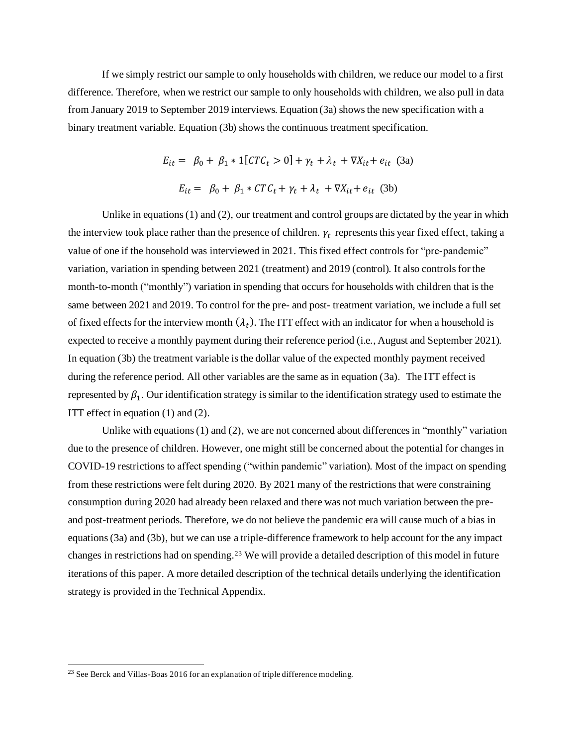If we simply restrict our sample to only households with children, we reduce our model to a first difference. Therefore, when we restrict our sample to only households with children, we also pull in data from January 2019 to September 2019 interviews. Equation (3a) shows the new specification with a binary treatment variable. Equation (3b) shows the continuous treatment specification.

$$E_{it} = \beta_0 + \beta_1 * 1[CTC_t > 0] + \gamma_t + \lambda_t + \nabla X_{it} + e_{it} \quad (3a)$$

$$E_{it} = \beta_0 + \beta_1 * CTC_t + \gamma_t + \lambda_t + \nabla X_{it} + e_{it} \quad (3b)$$

Unlike in equations (1) and (2), our treatment and control groups are dictated by the year in which the interview took place rather than the presence of children. $\gamma_t$ represents this year fixed effect, taking a value of one if the household was interviewed in 2021. This fixed effect controls for "pre-pandemic" variation, variation in spending between 2021 (treatment) and 2019 (control). It also controls for the month-to-month ("monthly") variation in spending that occurs for households with children that is the same between 2021 and 2019. To control for the pre- and post- treatment variation, we include a full set of fixed effects for the interview month $(\lambda_t)$. The ITT effect with an indicator for when a household is expected to receive a monthly payment during their reference period (i.e., August and September 2021). In equation (3b) the treatment variable is the dollar value of the expected monthly payment received during the reference period. All other variables are the same as in equation (3a). The ITT effect is represented by $\beta_1$. Our identification strategy is similar to the identification strategy used to estimate the ITT effect in equation (1) and (2).

Unlike with equations (1) and (2), we are not concerned about differences in "monthly" variation due to the presence of children. However, one might still be concerned about the potential for changes in COVID-19 restrictions to affect spending ("within pandemic" variation). Most of the impact on spending from these restrictions were felt during 2020. By 2021 many of the restrictions that were constraining consumption during 2020 had already been relaxed and there was not much variation between the pre- and post-treatment periods. Therefore, we do not believe the pandemic era will cause much of a bias in equations (3a) and (3b), but we can use a triple-difference framework to help account for the any impact changes in restrictions had on spending.[23] We will provide a detailed description of this model in future iterations of this paper. A more detailed description of the technical details underlying the identification strategy is provided in the Technical Appendix.

[23] See Berck and Villas-Boas 2016 for an explanation of triple difference modeling.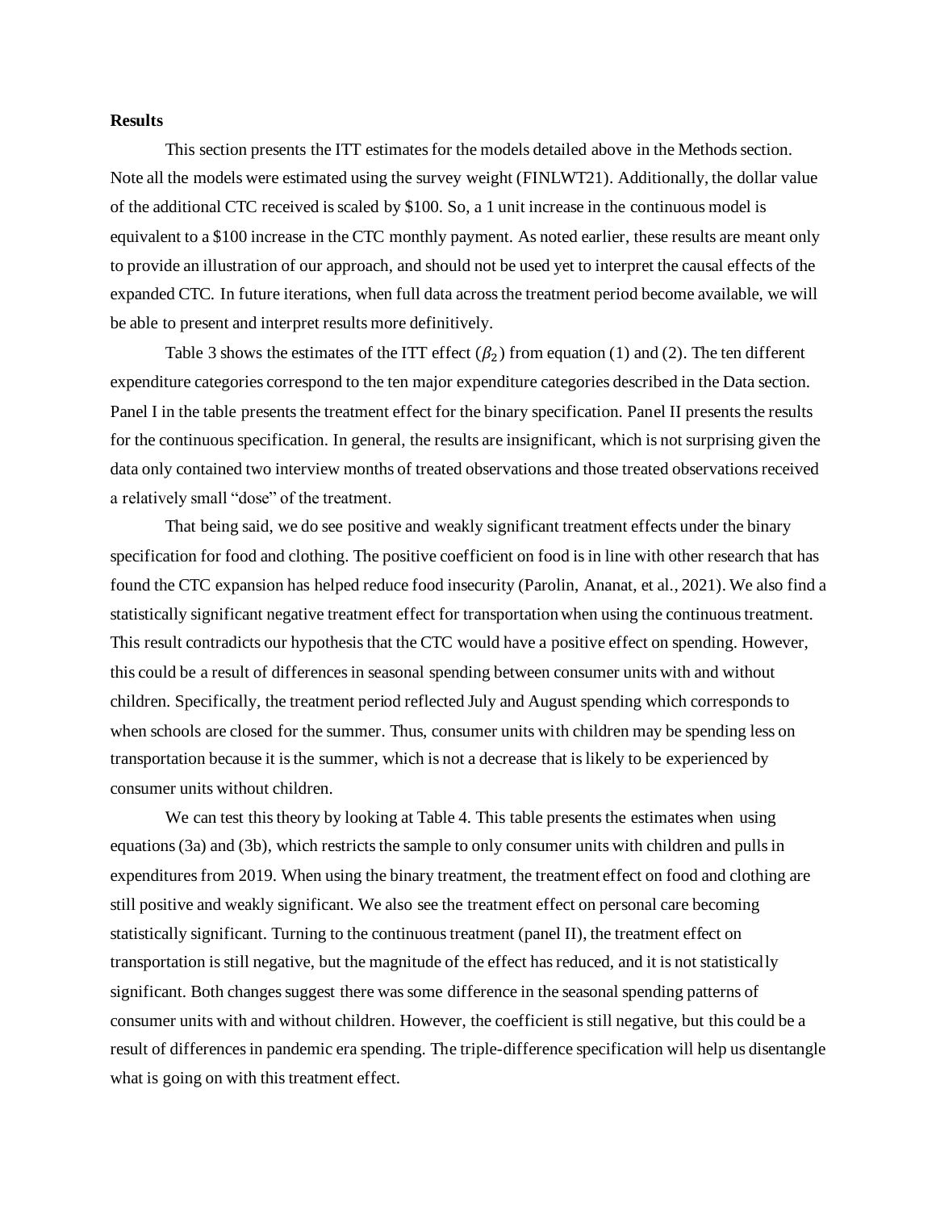**Results**

This section presents the ITT estimates for the models detailed above in the Methods section. Note all the models were estimated using the survey weight (FINLWT21). Additionally, the dollar value of the additional CTC received is scaled by \$100. So, a 1 unit increase in the continuous model is equivalent to a \$100 increase in the CTC monthly payment. As noted earlier, these results are meant only to provide an illustration of our approach, and should not be used yet to interpret the causal effects of the expanded CTC. In future iterations, when full data across the treatment period become available, we will be able to present and interpret results more definitively.

Table 3 shows the estimates of the ITT effect ($\beta_2$) from equation (1) and (2). The ten different expenditure categories correspond to the ten major expenditure categories described in the Data section. Panel I in the table presents the treatment effect for the binary specification. Panel II presents the results for the continuous specification. In general, the results are insignificant, which is not surprising given the data only contained two interview months of treated observations and those treated observations received a relatively small "dose" of the treatment.

That being said, we do see positive and weakly significant treatment effects under the binary specification for food and clothing. The positive coefficient on food is in line with other research that has found the CTC expansion has helped reduce food insecurity (Parolin, Ananat, et al., 2021). We also find a statistically significant negative treatment effect for transportation when using the continuous treatment. This result contradicts our hypothesis that the CTC would have a positive effect on spending. However, this could be a result of differences in seasonal spending between consumer units with and without children. Specifically, the treatment period reflected July and August spending which corresponds to when schools are closed for the summer. Thus, consumer units with children may be spending less on transportation because it is the summer, which is not a decrease that is likely to be experienced by consumer units without children.

We can test this theory by looking at Table 4. This table presents the estimates when using equations (3a) and (3b), which restricts the sample to only consumer units with children and pulls in expenditures from 2019. When using the binary treatment, the treatment effect on food and clothing are still positive and weakly significant. We also see the treatment effect on personal care becoming statistically significant. Turning to the continuous treatment (panel II), the treatment effect on transportation is still negative, but the magnitude of the effect has reduced, and it is not statistically significant. Both changes suggest there was some difference in the seasonal spending patterns of consumer units with and without children. However, the coefficient is still negative, but this could be a result of differences in pandemic era spending. The triple-difference specification will help us disentangle what is going on with this treatment effect.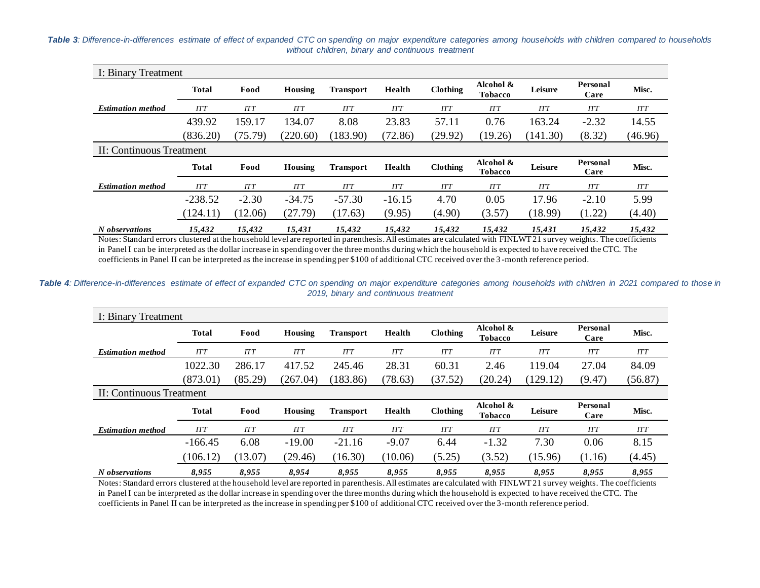***Table 3**: Difference-in-differences estimate of effect of expanded CTC on spending on major expenditure categories among households with children compared to households without children, binary and continuous treatment*

| I: Binary Treatment | | | | | | | | | | |
|---|---|---|---|---|---|---|---|---|---|---|
| | **Total** | **Food** | **Housing** | **Transport** | **Health** | **Clothing** | **Alcohol & Tobacco** | **Leisure** | **Personal Care** | **Misc.** |
| ***Estimation method*** | *ITT* | *ITT* | *ITT* | *ITT* | *ITT* | *ITT* | *ITT* | *ITT* | *ITT* | *ITT* |
| | 439.92 | 159.17 | 134.07 | 8.08 | 23.83 | 57.11 | 0.76 | 163.24 | -2.32 | 14.55 |
| | (836.20) | (75.79) | (220.60) | (183.90) | (72.86) | (29.92) | (19.26) | (141.30) | (8.32) | (46.96) |
| **II: Continuous Treatment** | | | | | | | | | | |
| | **Total** | **Food** | **Housing** | **Transport** | **Health** | **Clothing** | **Alcohol & Tobacco** | **Leisure** | **Personal Care** | **Misc.** |
| ***Estimation method*** | *ITT* | *ITT* | *ITT* | *ITT* | *ITT* | *ITT* | *ITT* | *ITT* | *ITT* | *ITT* |
| | -238.52 | -2.30 | -34.75 | -57.30 | -16.15 | 4.70 | 0.05 | 17.96 | -2.10 | 5.99 |
| | (124.11) | (12.06) | (27.79) | (17.63) | (9.95) | (4.90) | (3.57) | (18.99) | (1.22) | (4.40) |
| ***N observations*** | ***15,432*** | ***15,432*** | ***15,431*** | ***15,432*** | ***15,432*** | ***15,432*** | ***15,432*** | ***15,431*** | ***15,432*** | ***15,432*** |

Notes: Standard errors clustered at the household level are reported in parenthesis. All estimates are calculated with FINLWT21 survey weights. The coefficients in Panel I can be interpreted as the dollar increase in spending over the three months during which the household is expected to have received the CTC. The coefficients in Panel II can be interpreted as the increase in spending per $100 of additional CTC received over the 3-month reference period.

***Table 4**: Difference-in-differences estimate of effect of expanded CTC on spending on major expenditure categories among households with children in 2021 compared to those in 2019, binary and continuous treatment*

| I: Binary Treatment | | | | | | | | | | |
|---|---|---|---|---|---|---|---|---|---|---|
| | **Total** | **Food** | **Housing** | **Transport** | **Health** | **Clothing** | **Alcohol & Tobacco** | **Leisure** | **Personal Care** | **Misc.** |
| ***Estimation method*** | *ITT* | *ITT* | *ITT* | *ITT* | *ITT* | *ITT* | *ITT* | *ITT* | *ITT* | *ITT* |
| | 1022.30 | 286.17 | 417.52 | 245.46 | 28.31 | 60.31 | 2.46 | 119.04 | 27.04 | 84.09 |
| | (873.01) | (85.29) | (267.04) | (183.86) | (78.63) | (37.52) | (20.24) | (129.12) | (9.47) | (56.87) |
| **II: Continuous Treatment** | | | | | | | | | | |
| | **Total** | **Food** | **Housing** | **Transport** | **Health** | **Clothing** | **Alcohol & Tobacco** | **Leisure** | **Personal Care** | **Misc.** |
| ***Estimation method*** | *ITT* | *ITT* | *ITT* | *ITT* | *ITT* | *ITT* | *ITT* | *ITT* | *ITT* | *ITT* |
| | -166.45 | 6.08 | -19.00 | -21.16 | -9.07 | 6.44 | -1.32 | 7.30 | 0.06 | 8.15 |
| | (106.12) | (13.07) | (29.46) | (16.30) | (10.06) | (5.25) | (3.52) | (15.96) | (1.16) | (4.45) |
| ***N observations*** | ***8,955*** | ***8,955*** | ***8,954*** | ***8,955*** | ***8,955*** | ***8,955*** | ***8,955*** | ***8,955*** | ***8,955*** | ***8,955*** |

Notes: Standard errors clustered at the household level are reported in parenthesis. All estimates are calculated with FINLWT21 survey weights. The coefficients in Panel I can be interpreted as the dollar increase in spending over the three months during which the household is expected to have received the CTC. The coefficients in Panel II can be interpreted as the increase in spending per $100 of additional CTC received over the 3-month reference period.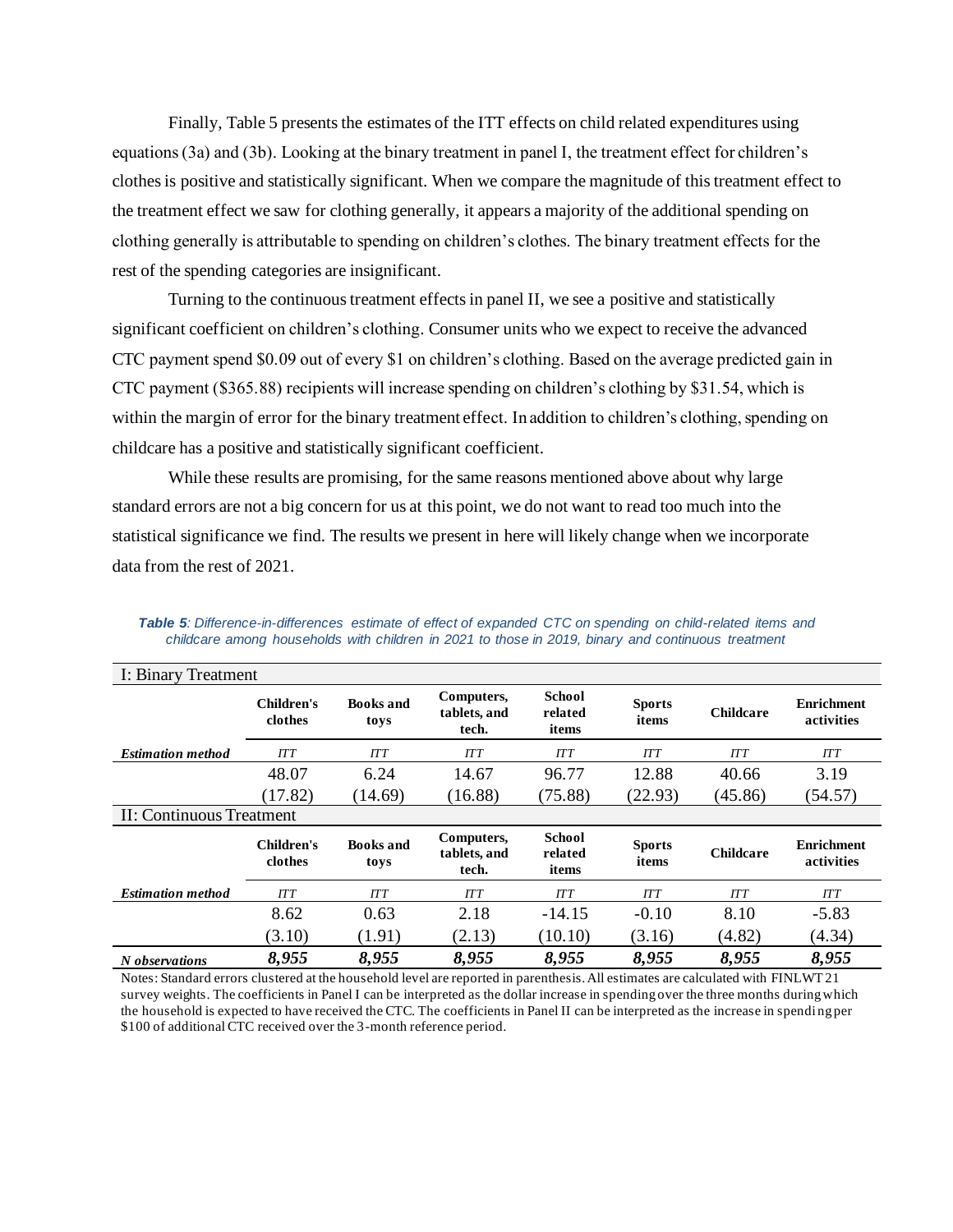Finally, Table 5 presents the estimates of the ITT effects on child related expenditures using equations (3a) and (3b). Looking at the binary treatment in panel I, the treatment effect for children's clothes is positive and statistically significant. When we compare the magnitude of this treatment effect to the treatment effect we saw for clothing generally, it appears a majority of the additional spending on clothing generally is attributable to spending on children's clothes. The binary treatment effects for the rest of the spending categories are insignificant.

Turning to the continuous treatment effects in panel II, we see a positive and statistically significant coefficient on children's clothing. Consumer units who we expect to receive the advanced CTC payment spend \$0.09 out of every \$1 on children's clothing. Based on the average predicted gain in CTC payment (\$365.88) recipients will increase spending on children's clothing by \$31.54, which is within the margin of error for the binary treatment effect. In addition to children's clothing, spending on childcare has a positive and statistically significant coefficient.

While these results are promising, for the same reasons mentioned above about why large standard errors are not a big concern for us at this point, we do not want to read too much into the statistical significance we find. The results we present in here will likely change when we incorporate data from the rest of 2021.

***Table 5**: Difference-in-differences estimate of effect of expanded CTC on spending on child-related items and childcare among households with children in 2021 to those in 2019, binary and continuous treatment*

| I: Binary Treatment | | | | | | | |
|---|---|---|---|---|---|---|---|
| | **Children's clothes** | **Books and toys** | **Computers, tablets, and tech.** | **School related items** | **Sports items** | **Childcare** | **Enrichment activities** |
| ***Estimation method*** | *ITT* | *ITT* | *ITT* | *ITT* | *ITT* | *ITT* | *ITT* |
| | 48.07 | 6.24 | 14.67 | 96.77 | 12.88 | 40.66 | 3.19 |
| | (17.82) | (14.69) | (16.88) | (75.88) | (22.93) | (45.86) | (54.57) |
| **II: Continuous Treatment** | | | | | | | |
| | **Children's clothes** | **Books and toys** | **Computers, tablets, and tech.** | **School related items** | **Sports items** | **Childcare** | **Enrichment activities** |
| ***Estimation method*** | *ITT* | *ITT* | *ITT* | *ITT* | *ITT* | *ITT* | *ITT* |
| | 8.62 | 0.63 | 2.18 | -14.15 | -0.10 | 8.10 | -5.83 |
| | (3.10) | (1.91) | (2.13) | (10.10) | (3.16) | (4.82) | (4.34) |
| ***N observations*** | ***8,955*** | ***8,955*** | ***8,955*** | ***8,955*** | ***8,955*** | ***8,955*** | ***8,955*** |

Notes: Standard errors clustered at the household level are reported in parenthesis. All estimates are calculated with FINLWT21 survey weights. The coefficients in Panel I can be interpreted as the dollar increase in spending over the three months during which the household is expected to have received the CTC. The coefficients in Panel II can be interpreted as the increase in spending per \$100 of additional CTC received over the 3-month reference period.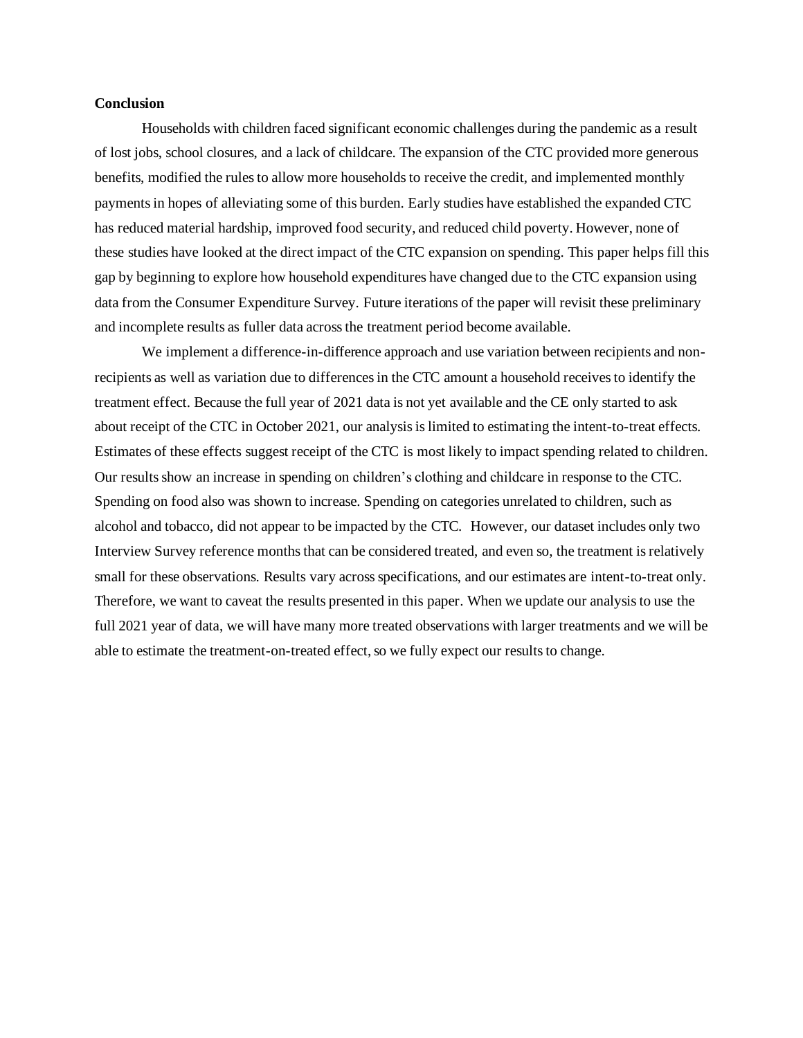**Conclusion**

Households with children faced significant economic challenges during the pandemic as a result of lost jobs, school closures, and a lack of childcare. The expansion of the CTC provided more generous benefits, modified the rules to allow more households to receive the credit, and implemented monthly payments in hopes of alleviating some of this burden. Early studies have established the expanded CTC has reduced material hardship, improved food security, and reduced child poverty. However, none of these studies have looked at the direct impact of the CTC expansion on spending. This paper helps fill this gap by beginning to explore how household expenditures have changed due to the CTC expansion using data from the Consumer Expenditure Survey. Future iterations of the paper will revisit these preliminary and incomplete results as fuller data across the treatment period become available.

We implement a difference-in-difference approach and use variation between recipients and non-recipients as well as variation due to differences in the CTC amount a household receives to identify the treatment effect. Because the full year of 2021 data is not yet available and the CE only started to ask about receipt of the CTC in October 2021, our analysis is limited to estimating the intent-to-treat effects. Estimates of these effects suggest receipt of the CTC is most likely to impact spending related to children. Our results show an increase in spending on children's clothing and childcare in response to the CTC. Spending on food also was shown to increase. Spending on categories unrelated to children, such as alcohol and tobacco, did not appear to be impacted by the CTC. However, our dataset includes only two Interview Survey reference months that can be considered treated, and even so, the treatment is relatively small for these observations. Results vary across specifications, and our estimates are intent-to-treat only. Therefore, we want to caveat the results presented in this paper. When we update our analysis to use the full 2021 year of data, we will have many more treated observations with larger treatments and we will be able to estimate the treatment-on-treated effect, so we fully expect our results to change.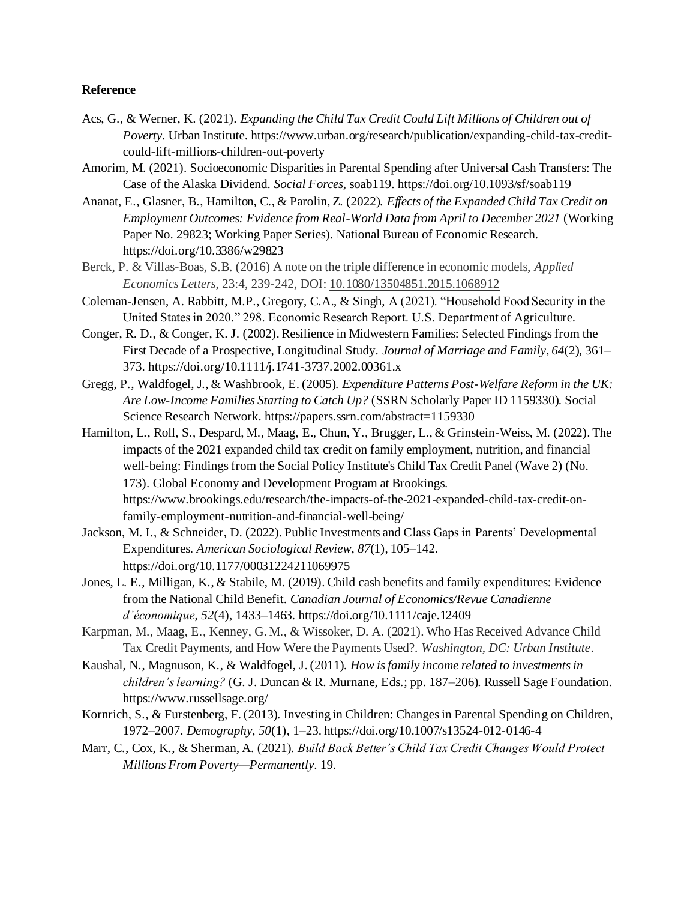**Reference**

Acs, G., & Werner, K. (2021). *Expanding the Child Tax Credit Could Lift Millions of Children out of Poverty*. Urban Institute. https://www.urban.org/research/publication/expanding-child-tax-credit-could-lift-millions-children-out-poverty

Amorim, M. (2021). Socioeconomic Disparities in Parental Spending after Universal Cash Transfers: The Case of the Alaska Dividend. *Social Forces*, soab119. https://doi.org/10.1093/sf/soab119

Ananat, E., Glasner, B., Hamilton, C., & Parolin, Z. (2022). *Effects of the Expanded Child Tax Credit on Employment Outcomes: Evidence from Real-World Data from April to December 2021* (Working Paper No. 29823; Working Paper Series). National Bureau of Economic Research. https://doi.org/10.3386/w29823

Berck, P. & Villas-Boas, S.B. (2016) A note on the triple difference in economic models, *Applied Economics Letters*, 23:4, 239-242, DOI: 10.1080/13504851.2015.1068912

Coleman-Jensen, A. Rabbitt, M.P., Gregory, C.A., & Singh, A (2021). "Household Food Security in the United States in 2020." 298. Economic Research Report. U.S. Department of Agriculture.

Conger, R. D., & Conger, K. J. (2002). Resilience in Midwestern Families: Selected Findings from the First Decade of a Prospective, Longitudinal Study. *Journal of Marriage and Family*, *64*(2), 361–373. https://doi.org/10.1111/j.1741-3737.2002.00361.x

Gregg, P., Waldfogel, J., & Washbrook, E. (2005). *Expenditure Patterns Post-Welfare Reform in the UK: Are Low-Income Families Starting to Catch Up?* (SSRN Scholarly Paper ID 1159330). Social Science Research Network. https://papers.ssrn.com/abstract=1159330

Hamilton, L., Roll, S., Despard, M., Maag, E., Chun, Y., Brugger, L., & Grinstein-Weiss, M. (2022). The impacts of the 2021 expanded child tax credit on family employment, nutrition, and financial well-being: Findings from the Social Policy Institute's Child Tax Credit Panel (Wave 2) (No. 173). Global Economy and Development Program at Brookings. https://www.brookings.edu/research/the-impacts-of-the-2021-expanded-child-tax-credit-on-family-employment-nutrition-and-financial-well-being/

Jackson, M. I., & Schneider, D. (2022). Public Investments and Class Gaps in Parents' Developmental Expenditures. *American Sociological Review*, *87*(1), 105–142. https://doi.org/10.1177/00031224211069975

Jones, L. E., Milligan, K., & Stabile, M. (2019). Child cash benefits and family expenditures: Evidence from the National Child Benefit. *Canadian Journal of Economics/Revue Canadienne d'économique*, *52*(4), 1433–1463. https://doi.org/10.1111/caje.12409

Karpman, M., Maag, E., Kenney, G. M., & Wissoker, D. A. (2021). Who Has Received Advance Child Tax Credit Payments, and How Were the Payments Used?. *Washington, DC: Urban Institute*.

Kaushal, N., Magnuson, K., & Waldfogel, J. (2011). *How is family income related to investments in children's learning?* (G. J. Duncan & R. Murnane, Eds.; pp. 187–206). Russell Sage Foundation. https://www.russellsage.org/

Kornrich, S., & Furstenberg, F. (2013). Investing in Children: Changes in Parental Spending on Children, 1972–2007. *Demography*, *50*(1), 1–23. https://doi.org/10.1007/s13524-012-0146-4

Marr, C., Cox, K., & Sherman, A. (2021). *Build Back Better's Child Tax Credit Changes Would Protect Millions From Poverty—Permanently*. 19.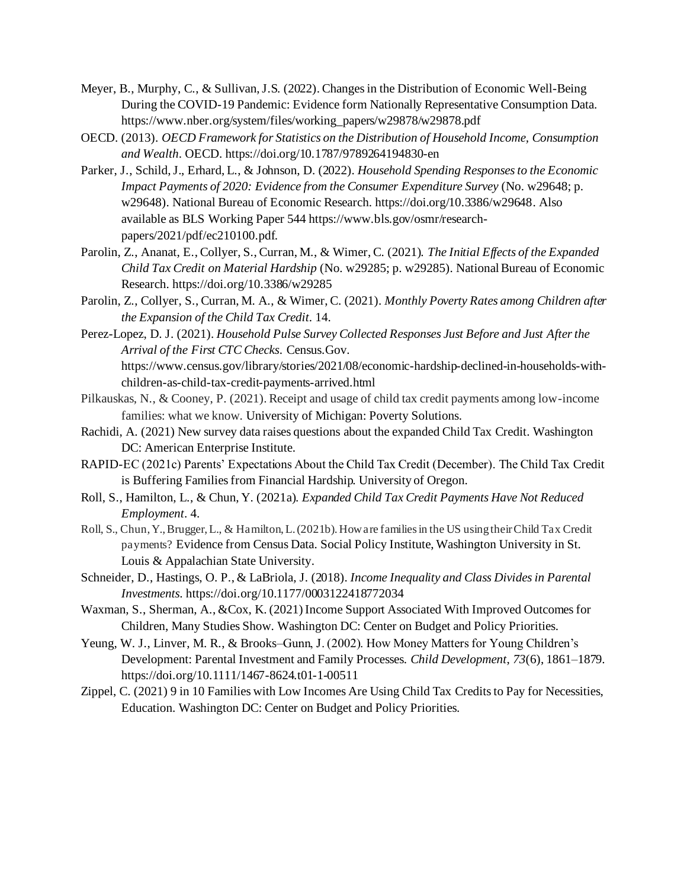Meyer, B., Murphy, C., & Sullivan, J.S. (2022). Changes in the Distribution of Economic Well-Being During the COVID-19 Pandemic: Evidence form Nationally Representative Consumption Data. https://www.nber.org/system/files/working_papers/w29878/w29878.pdf

OECD. (2013). *OECD Framework for Statistics on the Distribution of Household Income, Consumption and Wealth*. OECD. https://doi.org/10.1787/9789264194830-en

Parker, J., Schild, J., Erhard, L., & Johnson, D. (2022). *Household Spending Responses to the Economic Impact Payments of 2020: Evidence from the Consumer Expenditure Survey* (No. w29648; p. w29648). National Bureau of Economic Research. https://doi.org/10.3386/w29648. Also available as BLS Working Paper 544 https://www.bls.gov/osmr/research-papers/2021/pdf/ec210100.pdf.

Parolin, Z., Ananat, E., Collyer, S., Curran, M., & Wimer, C. (2021). *The Initial Effects of the Expanded Child Tax Credit on Material Hardship* (No. w29285; p. w29285). National Bureau of Economic Research. https://doi.org/10.3386/w29285

Parolin, Z., Collyer, S., Curran, M. A., & Wimer, C. (2021). *Monthly Poverty Rates among Children after the Expansion of the Child Tax Credit*. 14.

Perez-Lopez, D. J. (2021). *Household Pulse Survey Collected Responses Just Before and Just After the Arrival of the First CTC Checks*. Census.Gov. https://www.census.gov/library/stories/2021/08/economic-hardship-declined-in-households-with-children-as-child-tax-credit-payments-arrived.html

Pilkauskas, N., & Cooney, P. (2021). Receipt and usage of child tax credit payments among low-income families: what we know. University of Michigan: Poverty Solutions.

Rachidi, A. (2021) New survey data raises questions about the expanded Child Tax Credit. Washington DC: American Enterprise Institute.

RAPID-EC (2021c) Parents' Expectations About the Child Tax Credit (December). The Child Tax Credit is Buffering Families from Financial Hardship. University of Oregon.

Roll, S., Hamilton, L., & Chun, Y. (2021a). *Expanded Child Tax Credit Payments Have Not Reduced Employment*. 4.

Roll, S., Chun, Y., Brugger, L., & Hamilton, L. (2021b). How are families in the US using their Child Tax Credit payments? Evidence from Census Data. Social Policy Institute, Washington University in St. Louis & Appalachian State University.

Schneider, D., Hastings, O. P., & LaBriola, J. (2018). *Income Inequality and Class Divides in Parental Investments*. https://doi.org/10.1177/0003122418772034

Waxman, S., Sherman, A., &Cox, K. (2021) Income Support Associated With Improved Outcomes for Children, Many Studies Show. Washington DC: Center on Budget and Policy Priorities.

Yeung, W. J., Linver, M. R., & Brooks–Gunn, J. (2002). How Money Matters for Young Children's Development: Parental Investment and Family Processes. *Child Development*, *73*(6), 1861–1879. https://doi.org/10.1111/1467-8624.t01-1-00511

Zippel, C. (2021) 9 in 10 Families with Low Incomes Are Using Child Tax Credits to Pay for Necessities, Education. Washington DC: Center on Budget and Policy Priorities.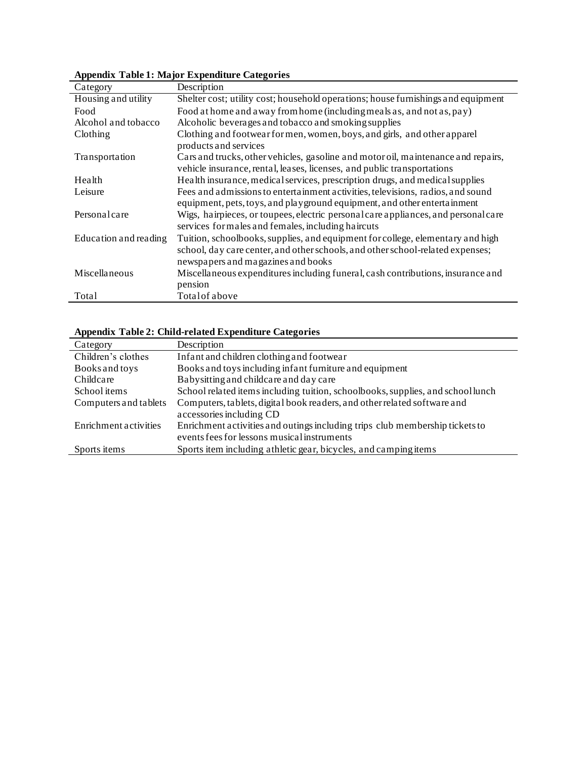**Appendix Table 1: Major Expenditure Categories**

| Category | Description |
|---|---|
| Housing and utility | Shelter cost; utility cost; household operations; house furnishings and equipment |
| Food | Food at home and away from home (including meals as, and not as, pay) |
| Alcohol and tobacco | Alcoholic beverages and tobacco and smoking supplies |
| Clothing | Clothing and footwear for men, women, boys, and girls, and other apparel products and services |
| Transportation | Cars and trucks, other vehicles, gasoline and motor oil, maintenance and repairs, vehicle insurance, rental, leases, licenses, and public transportations |
| Health | Health insurance, medical services, prescription drugs, and medical supplies |
| Leisure | Fees and admissions to entertainment activities, televisions, radios, and sound equipment, pets, toys, and playground equipment, and other entertainment |
| Personal care | Wigs, hairpieces, or toupees, electric personal care appliances, and personal care services for males and females, including haircuts |
| Education and reading | Tuition, schoolbooks, supplies, and equipment for college, elementary and high school, day care center, and other schools, and other school-related expenses; newspapers and magazines and books |
| Miscellaneous | Miscellaneous expenditures including funeral, cash contributions, insurance and pension |
| Total | Total of above |

**Appendix Table 2: Child-related Expenditure Categories**

| Category | Description |
|---|---|
| Children's clothes | Infant and children clothing and footwear |
| Books and toys | Books and toys including infant furniture and equipment |
| Childcare | Babysitting and childcare and day care |
| School items | School related items including tuition, schoolbooks, supplies, and school lunch |
| Computers and tablets | Computers, tablets, digital book readers, and other related software and accessories including CD |
| Enrichment activities | Enrichment activities and outings including trips club membership tickets to events fees for lessons musical instruments |
| Sports items | Sports item including athletic gear, bicycles, and camping items |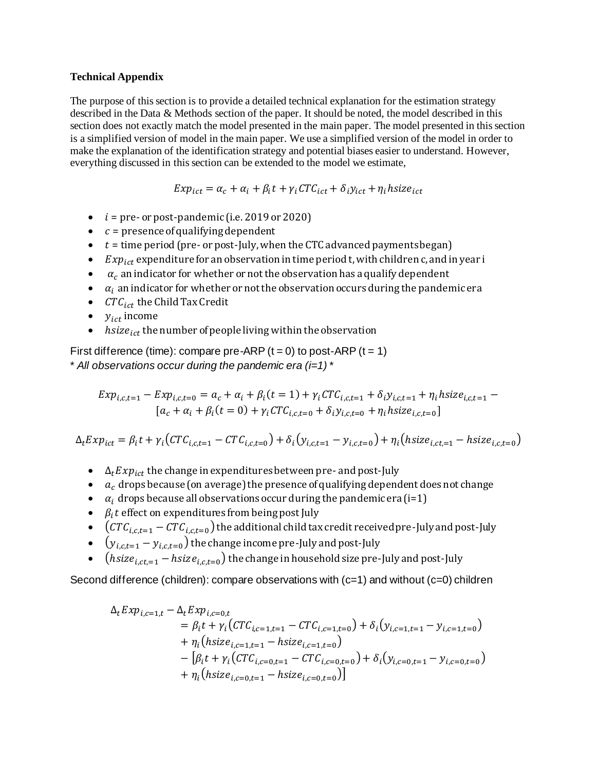**Technical Appendix**

The purpose of this section is to provide a detailed technical explanation for the estimation strategy described in the Data & Methods section of the paper. It should be noted, the model described in this section does not exactly match the model presented in the main paper. The model presented in this section is a simplified version of model in the main paper. We use a simplified version of the model in order to make the explanation of the identification strategy and potential biases easier to understand. However, everything discussed in this section can be extended to the model we estimate,

$$Exp_{ict} = \alpha_c + \alpha_i + \beta_i t + \gamma_i CTC_{ict} + \delta_i y_{ict} + \eta_i hsize_{ict}$$

- $i$ = pre- or post-pandemic (i.e. 2019 or 2020)
- $c$ = presence of qualifying dependent
- $t$ = time period (pre- or post-July, when the CTC advanced payments began)
- $Exp_{ict}$ expenditure for an observation in time period t, with children c, and in year i
- $\alpha_c$ an indicator for whether or not the observation has a qualify dependent
- $\alpha_i$ an indicator for whether or not the observation occurs during the pandemic era
- $CTC_{ict}$ the Child Tax Credit
- $y_{ict}$ income
- $hsize_{ict}$ the number of people living within the observation

First difference (time): compare pre-ARP (t = 0) to post-ARP (t = 1)
*\* All observations occur during the pandemic era (i=1) \**

$$Exp_{i,c,t=1} - Exp_{i,c,t=0} = a_c + \alpha_i + \beta_i(t=1) + \gamma_i CTC_{i,c,t=1} + \delta_i y_{i,c,t=1} + \eta_i hsize_{i,c,t=1} - [a_c + \alpha_i + \beta_i(t=0) + \gamma_i CTC_{i,c,t=0} + \delta_i y_{i,c,t=0} + \eta_i hsize_{i,c,t=0}]$$

$$\Delta_t Exp_{ict} = \beta_i t + \gamma_i (CTC_{i,c,t=1} - CTC_{i,c,t=0}) + \delta_i (y_{i,c,t=1} - y_{i,c,t=0}) + \eta_i (hsize_{i,c,t,=1} - hsize_{i,c,t=0})$$

- $\Delta_t Exp_{ict}$ the change in expenditures between pre- and post-July
- $a_c$ drops because (on average) the presence of qualifying dependent does not change
- $\alpha_i$ drops because all observations occur during the pandemic era (i=1)
- $\beta_i t$ effect on expenditures from being post July
- $(CTC_{i,c,t=1} - CTC_{i,c,t=0})$ the additional child tax credit received pre-July and post-July
- $(y_{i,c,t=1} - y_{i,c,t=0})$ the change income pre-July and post-July
- $(hsize_{i,c,t,=1} - hsize_{i,c,t=0})$ the change in household size pre-July and post-July

Second difference (children): compare observations with (c=1) and without (c=0) children

$$\begin{aligned}\Delta_t Exp_{i,c=1,t} - \Delta_t Exp_{i,c=0,t} &= \beta_i t + \gamma_i (CTC_{i,c=1,t=1} - CTC_{i,c=1,t=0}) + \delta_i (y_{i,c=1,t=1} - y_{i,c=1,t=0}) \\ &+ \eta_i (hsize_{i,c=1,t=1} - hsize_{i,c=1,t=0}) \\ &- [\beta_i t + \gamma_i (CTC_{i,c=0,t=1} - CTC_{i,c=0,t=0}) + \delta_i (y_{i,c=0,t=1} - y_{i,c=0,t=0}) \\ &+ \eta_i (hsize_{i,c=0,t=1} - hsize_{i,c=0,t=0})]\end{aligned}$$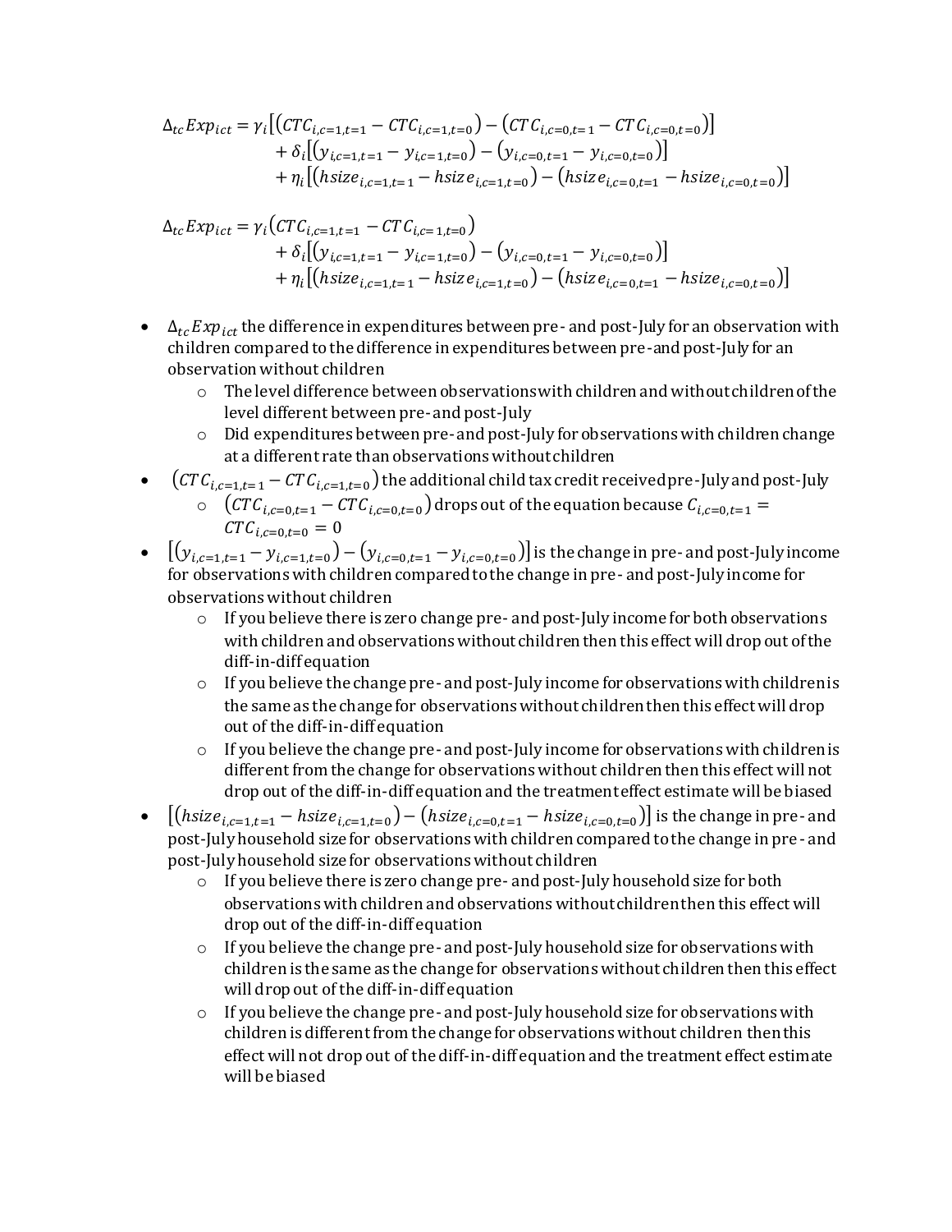$$
\begin{aligned}
\Delta_{tc} Exp_{ict} = \gamma_i &\left[ \left( CTC_{i,c=1,t=1} - CTC_{i,c=1,t=0} \right) - \left( CTC_{i,c=0,t=1} - CTC_{i,c=0,t=0} \right) \right] \\
&+ \delta_i \left[ \left( y_{i,c=1,t=1} - y_{i,c=1,t=0} \right) - \left( y_{i,c=0,t=1} - y_{i,c=0,t=0} \right) \right] \\
&+ \eta_i \left[ \left( hsize_{i,c=1,t=1} - hsize_{i,c=1,t=0} \right) - \left( hsize_{i,c=0,t=1} - hsize_{i,c=0,t=0} \right) \right]
\end{aligned}
$$

$$
\begin{aligned}
\Delta_{tc} Exp_{ict} = \gamma_i &\left( CTC_{i,c=1,t=1} - CTC_{i,c=1,t=0} \right) \\
&+ \delta_i \left[ \left( y_{i,c=1,t=1} - y_{i,c=1,t=0} \right) - \left( y_{i,c=0,t=1} - y_{i,c=0,t=0} \right) \right] \\
&+ \eta_i \left[ \left( hsize_{i,c=1,t=1} - hsize_{i,c=1,t=0} \right) - \left( hsize_{i,c=0,t=1} - hsize_{i,c=0,t=0} \right) \right]
\end{aligned}
$$

- $\Delta_{tc} Exp_{ict}$ the difference in expenditures between pre- and post-July for an observation with children compared to the difference in expenditures between pre-and post-July for an observation without children
  - The level difference between observations with children and without children of the level different between pre- and post-July
  - Did expenditures between pre- and post-July for observations with children change at a different rate than observations without children
- $\left( CTC_{i,c=1,t=1} - CTC_{i,c=1,t=0} \right)$ the additional child tax credit received pre-July and post-July
  - $\left( CTC_{i,c=0,t=1} - CTC_{i,c=0,t=0} \right)$ drops out of the equation because $C_{i,c=0,t=1} = CTC_{i,c=0,t=0} = 0$
- $\left[ \left( y_{i,c=1,t=1} - y_{i,c=1,t=0} \right) - \left( y_{i,c=0,t=1} - y_{i,c=0,t=0} \right) \right]$ is the change in pre- and post-July income for observations with children compared to the change in pre- and post-July income for observations without children
  - If you believe there is zero change pre- and post-July income for both observations with children and observations without children then this effect will drop out of the diff-in-diff equation
  - If you believe the change pre- and post-July income for observations with children is the same as the change for observations without children then this effect will drop out of the diff-in-diff equation
  - If you believe the change pre- and post-July income for observations with children is different from the change for observations without children then this effect will not drop out of the diff-in-diff equation and the treatment effect estimate will be biased
- $\left[ \left( hsize_{i,c=1,t=1} - hsize_{i,c=1,t=0} \right) - \left( hsize_{i,c=0,t=1} - hsize_{i,c=0,t=0} \right) \right]$ is the change in pre- and post-July household size for observations with children compared to the change in pre- and post-July household size for observations without children
  - If you believe there is zero change pre- and post-July household size for both observations with children and observations without children then this effect will drop out of the diff-in-diff equation
  - If you believe the change pre- and post-July household size for observations with children is the same as the change for observations without children then this effect will drop out of the diff-in-diff equation
  - If you believe the change pre- and post-July household size for observations with children is different from the change for observations without children then this effect will not drop out of the diff-in-diff equation and the treatment effect estimate will be biased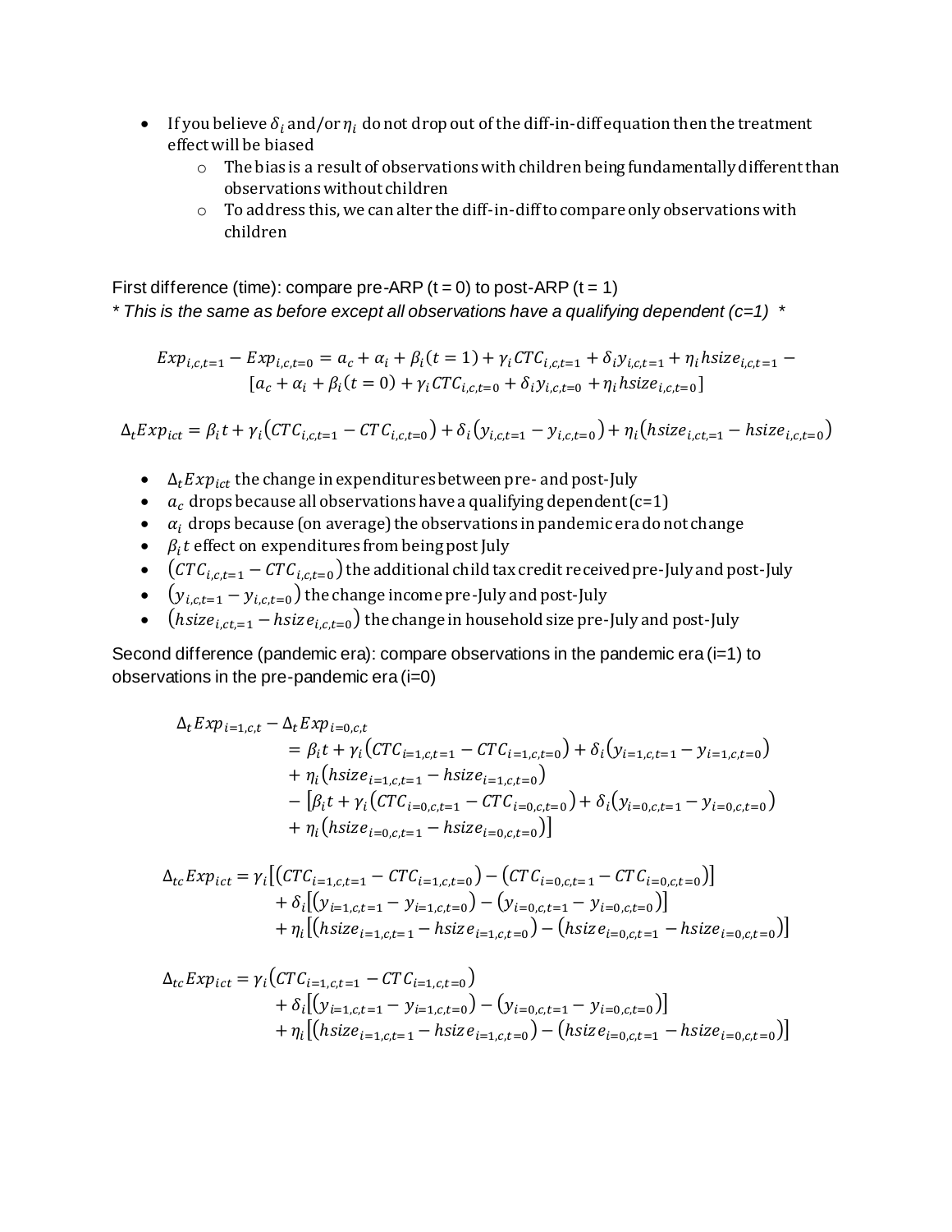- If you believe $\delta_i$ and/or $\eta_i$ do not drop out of the diff-in-diff equation then the treatment effect will be biased
    - The bias is a result of observations with children being fundamentally different than observations without children
    - To address this, we can alter the diff-in-diff to compare only observations with children

First difference (time): compare pre-ARP (t = 0) to post-ARP (t = 1)
*\* This is the same as before except all observations have a qualifying dependent (c=1) \**

$$Exp_{i,c,t=1} - Exp_{i,c,t=0} = a_c + \alpha_i + \beta_i(t=1) + \gamma_i CTC_{i,c,t=1} + \delta_i y_{i,c,t=1} + \eta_i hsize_{i,c,t=1} - [a_c + \alpha_i + \beta_i(t=0) + \gamma_i CTC_{i,c,t=0} + \delta_i y_{i,c,t=0} + \eta_i hsize_{i,c,t=0}]$$

$$\Delta_t Exp_{ict} = \beta_i t + \gamma_i(CTC_{i,c,t=1} - CTC_{i,c,t=0}) + \delta_i(y_{i,c,t=1} - y_{i,c,t=0}) + \eta_i(hsize_{i,ct,=1} - hsize_{i,c,t=0})$$

- $\Delta_t Exp_{ict}$ the change in expenditures between pre- and post-July
- $a_c$ drops because all observations have a qualifying dependent (c=1)
- $\alpha_i$ drops because (on average) the observations in pandemic era do not change
- $\beta_i t$ effect on expenditures from being post July
- $(CTC_{i,c,t=1} - CTC_{i,c,t=0})$ the additional child tax credit received pre-July and post-July
- $(y_{i,c,t=1} - y_{i,c,t=0})$ the change income pre-July and post-July
- $(hsize_{i,ct,=1} - hsize_{i,c,t=0})$ the change in household size pre-July and post-July

Second difference (pandemic era): compare observations in the pandemic era (i=1) to observations in the pre-pandemic era (i=0)

$$\begin{aligned}\Delta_t Exp_{i=1,c,t} - \Delta_t Exp_{i=0,c,t} &= \beta_i t + \gamma_i(CTC_{i=1,c,t=1} - CTC_{i=1,c,t=0}) + \delta_i(y_{i=1,c,t=1} - y_{i=1,c,t=0}) \\ &\quad + \eta_i(hsize_{i=1,c,t=1} - hsize_{i=1,c,t=0}) \\ &\quad - [\beta_i t + \gamma_i(CTC_{i=0,c,t=1} - CTC_{i=0,c,t=0}) + \delta_i(y_{i=0,c,t=1} - y_{i=0,c,t=0}) \\ &\quad + \eta_i(hsize_{i=0,c,t=1} - hsize_{i=0,c,t=0})]\end{aligned}$$

$$\begin{aligned}\Delta_{tc} Exp_{ict} = \gamma_i &[(CTC_{i=1,c,t=1} - CTC_{i=1,c,t=0}) - (CTC_{i=0,c,t=1} - CTC_{i=0,c,t=0})] \\ &+ \delta_i[(y_{i=1,c,t=1} - y_{i=1,c,t=0}) - (y_{i=0,c,t=1} - y_{i=0,c,t=0})] \\ &+ \eta_i[(hsize_{i=1,c,t=1} - hsize_{i=1,c,t=0}) - (hsize_{i=0,c,t=1} - hsize_{i=0,c,t=0})]\end{aligned}$$

$$\begin{aligned}\Delta_{tc} Exp_{ict} = \gamma_i &(CTC_{i=1,c,t=1} - CTC_{i=1,c,t=0}) \\ &+ \delta_i[(y_{i=1,c,t=1} - y_{i=1,c,t=0}) - (y_{i=0,c,t=1} - y_{i=0,c,t=0})] \\ &+ \eta_i[(hsize_{i=1,c,t=1} - hsize_{i=1,c,t=0}) - (hsize_{i=0,c,t=1} - hsize_{i=0,c,t=0})]\end{aligned}$$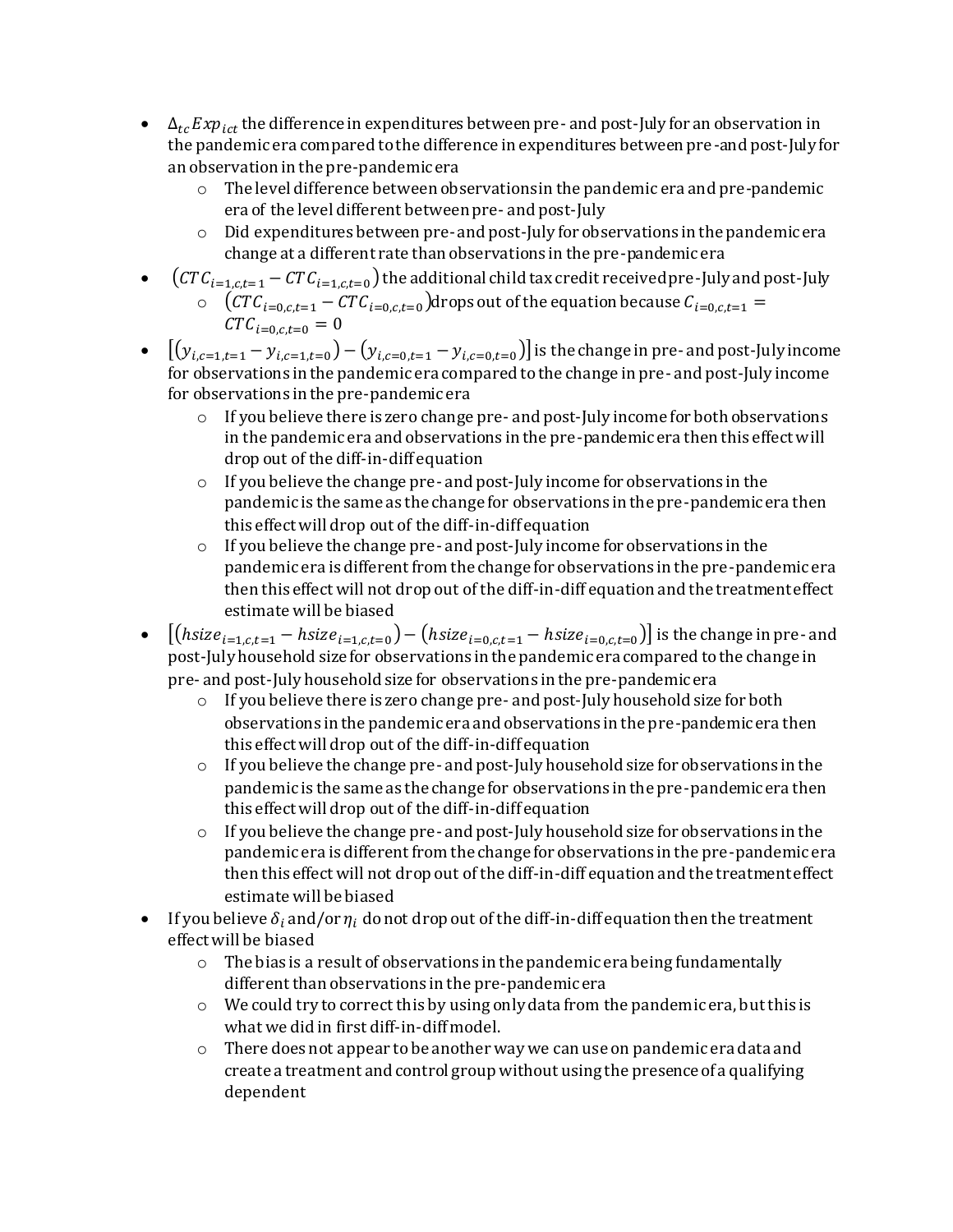- $\Delta_{tc}Exp_{ict}$ the difference in expenditures between pre- and post-July for an observation in the pandemic era compared to the difference in expenditures between pre-and post-July for an observation in the pre-pandemic era
  - The level difference between observations in the pandemic era and pre-pandemic era of the level different between pre- and post-July
  - Did expenditures between pre- and post-July for observations in the pandemic era change at a different rate than observations in the pre-pandemic era
- $(CTC_{i=1,c,t=1} - CTC_{i=1,c,t=0})$ the additional child tax credit received pre-July and post-July
  - $(CTC_{i=0,c,t=1} - CTC_{i=0,c,t=0})$ drops out of the equation because $C_{i=0,c,t=1} = CTC_{i=0,c,t=0} = 0$
- $[(y_{i,c=1,t=1} - y_{i,c=1,t=0}) - (y_{i,c=0,t=1} - y_{i,c=0,t=0})]$ is the change in pre- and post-July income for observations in the pandemic era compared to the change in pre- and post-July income for observations in the pre-pandemic era
  - If you believe there is zero change pre- and post-July income for both observations in the pandemic era and observations in the pre-pandemic era then this effect will drop out of the diff-in-diff equation
  - If you believe the change pre- and post-July income for observations in the pandemic is the same as the change for observations in the pre-pandemic era then this effect will drop out of the diff-in-diff equation
  - If you believe the change pre- and post-July income for observations in the pandemic era is different from the change for observations in the pre-pandemic era then this effect will not drop out of the diff-in-diff equation and the treatment effect estimate will be biased
- $[(hsize_{i=1,c,t=1} - hsize_{i=1,c,t=0}) - (hsize_{i=0,c,t=1} - hsize_{i=0,c,t=0})]$ is the change in pre- and post-July household size for observations in the pandemic era compared to the change in pre- and post-July household size for observations in the pre-pandemic era
  - If you believe there is zero change pre- and post-July household size for both observations in the pandemic era and observations in the pre-pandemic era then this effect will drop out of the diff-in-diff equation
  - If you believe the change pre- and post-July household size for observations in the pandemic is the same as the change for observations in the pre-pandemic era then this effect will drop out of the diff-in-diff equation
  - If you believe the change pre- and post-July household size for observations in the pandemic era is different from the change for observations in the pre-pandemic era then this effect will not drop out of the diff-in-diff equation and the treatment effect estimate will be biased
- If you believe $\delta_i$ and/or $\eta_i$ do not drop out of the diff-in-diff equation then the treatment effect will be biased
  - The bias is a result of observations in the pandemic era being fundamentally different than observations in the pre-pandemic era
  - We could try to correct this by using only data from the pandemic era, but this is what we did in first diff-in-diff model.
  - There does not appear to be another way we can use on pandemic era data and create a treatment and control group without using the presence of a qualifying dependent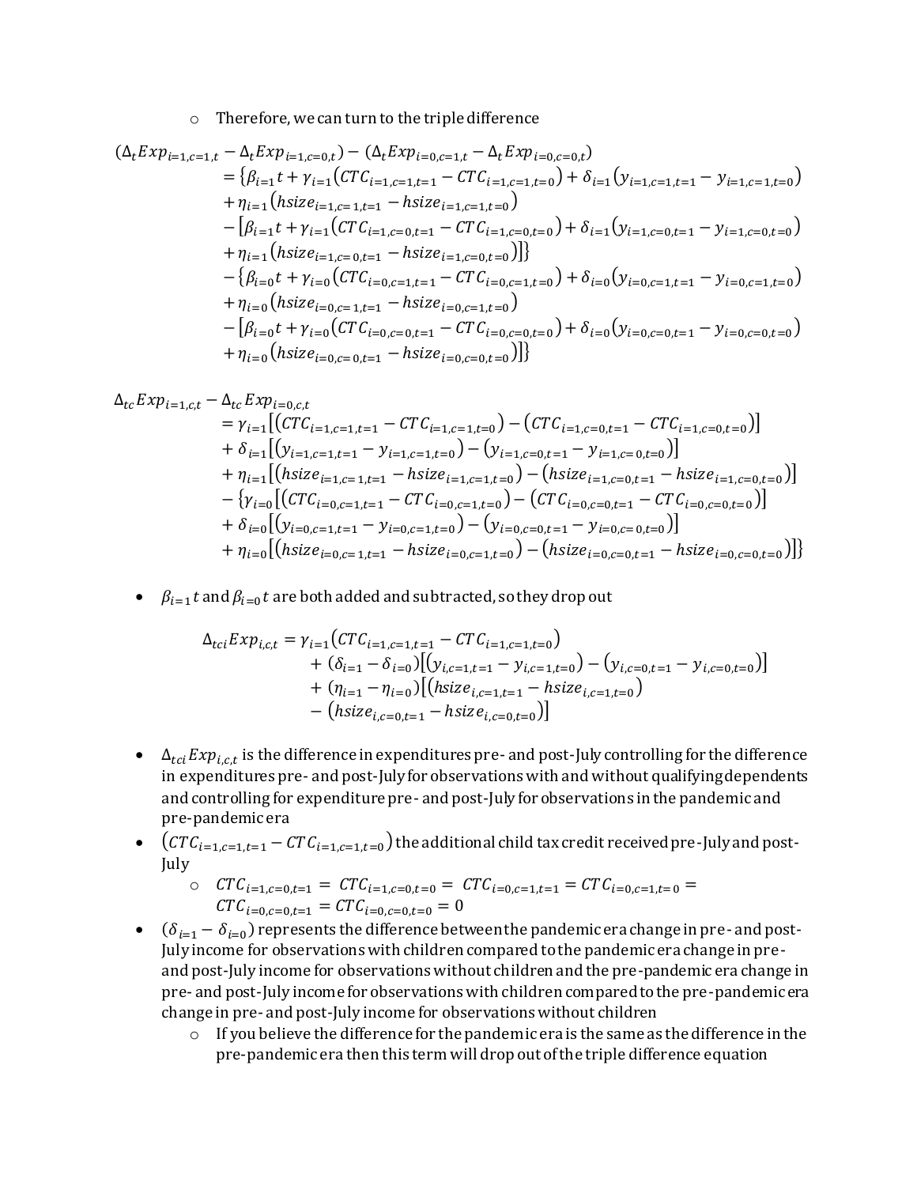- Therefore, we can turn to the triple difference

$$
\begin{aligned}
(\Delta_t Exp_{i=1,c=1,t} - \Delta_t Exp_{i=1,c=0,t}) - (\Delta_t Exp_{i=0,c=1,t} - \Delta_t Exp_{i=0,c=0,t}) \\
= \{\beta_{i=1} t + \gamma_{i=1}(CTC_{i=1,c=1,t=1} - CTC_{i=1,c=1,t=0}) + \delta_{i=1}(y_{i=1,c=1,t=1} - y_{i=1,c=1,t=0}) \\
+ \eta_{i=1}(hsize_{i=1,c=1,t=1} - hsize_{i=1,c=1,t=0}) \\
- [\beta_{i=1} t + \gamma_{i=1}(CTC_{i=1,c=0,t=1} - CTC_{i=1,c=0,t=0}) + \delta_{i=1}(y_{i=1,c=0,t=1} - y_{i=1,c=0,t=0}) \\
+ \eta_{i=1}(hsize_{i=1,c=0,t=1} - hsize_{i=1,c=0,t=0})]\} \\
- \{\beta_{i=0} t + \gamma_{i=0}(CTC_{i=0,c=1,t=1} - CTC_{i=0,c=1,t=0}) + \delta_{i=0}(y_{i=0,c=1,t=1} - y_{i=0,c=1,t=0}) \\
+ \eta_{i=0}(hsize_{i=0,c=1,t=1} - hsize_{i=0,c=1,t=0}) \\
- [\beta_{i=0} t + \gamma_{i=0}(CTC_{i=0,c=0,t=1} - CTC_{i=0,c=0,t=0}) + \delta_{i=0}(y_{i=0,c=0,t=1} - y_{i=0,c=0,t=0}) \\
+ \eta_{i=0}(hsize_{i=0,c=0,t=1} - hsize_{i=0,c=0,t=0})]\}
\end{aligned}
$$

$$
\begin{aligned}
\Delta_{tc} Exp_{i=1,c,t} - \Delta_{tc} Exp_{i=0,c,t} \\
= \gamma_{i=1}[(CTC_{i=1,c=1,t=1} - CTC_{i=1,c=1,t=0}) - (CTC_{i=1,c=0,t=1} - CTC_{i=1,c=0,t=0})] \\
+ \delta_{i=1}[(y_{i=1,c=1,t=1} - y_{i=1,c=1,t=0}) - (y_{i=1,c=0,t=1} - y_{i=1,c=0,t=0})] \\
+ \eta_{i=1}[(hsize_{i=1,c=1,t=1} - hsize_{i=1,c=1,t=0}) - (hsize_{i=1,c=0,t=1} - hsize_{i=1,c=0,t=0})] \\
- \{\gamma_{i=0}[(CTC_{i=0,c=1,t=1} - CTC_{i=0,c=1,t=0}) - (CTC_{i=0,c=0,t=1} - CTC_{i=0,c=0,t=0})] \\
+ \delta_{i=0}[(y_{i=0,c=1,t=1} - y_{i=0,c=1,t=0}) - (y_{i=0,c=0,t=1} - y_{i=0,c=0,t=0})] \\
+ \eta_{i=0}[(hsize_{i=0,c=1,t=1} - hsize_{i=0,c=1,t=0}) - (hsize_{i=0,c=0,t=1} - hsize_{i=0,c=0,t=0})]\}
\end{aligned}
$$

- $\beta_{i=1} t$ and $\beta_{i=0} t$ are both added and subtracted, so they drop out

$$
\begin{aligned}
\Delta_{tci} Exp_{i,c,t} = \gamma_{i=1}(CTC_{i=1,c=1,t=1} - CTC_{i=1,c=1,t=0}) \\
+ (\delta_{i=1} - \delta_{i=0})[(y_{i,c=1,t=1} - y_{i,c=1,t=0}) - (y_{i,c=0,t=1} - y_{i,c=0,t=0})] \\
+ (\eta_{i=1} - \eta_{i=0})[(hsize_{i,c=1,t=1} - hsize_{i,c=1,t=0}) \\
- (hsize_{i,c=0,t=1} - hsize_{i,c=0,t=0})]
\end{aligned}
$$

- $\Delta_{tci} Exp_{i,c,t}$ is the difference in expenditures pre- and post-July controlling for the difference in expenditures pre- and post-July for observations with and without qualifying dependents and controlling for expenditure pre- and post-July for observations in the pandemic and pre-pandemic era
- $(CTC_{i=1,c=1,t=1} - CTC_{i=1,c=1,t=0})$ the additional child tax credit received pre-July and post-July
  - $CTC_{i=1,c=0,t=1} = CTC_{i=1,c=0,t=0} = CTC_{i=0,c=1,t=1} = CTC_{i=0,c=1,t=0} = CTC_{i=0,c=0,t=1} = CTC_{i=0,c=0,t=0} = 0$
- $(\delta_{i=1} - \delta_{i=0})$ represents the difference between the pandemic era change in pre- and post-July income for observations with children compared to the pandemic era change in pre- and post-July income for observations without children and the pre-pandemic era change in pre- and post-July income for observations with children compared to the pre-pandemic era change in pre- and post-July income for observations without children
  - If you believe the difference for the pandemic era is the same as the difference in the pre-pandemic era then this term will drop out of the triple difference equation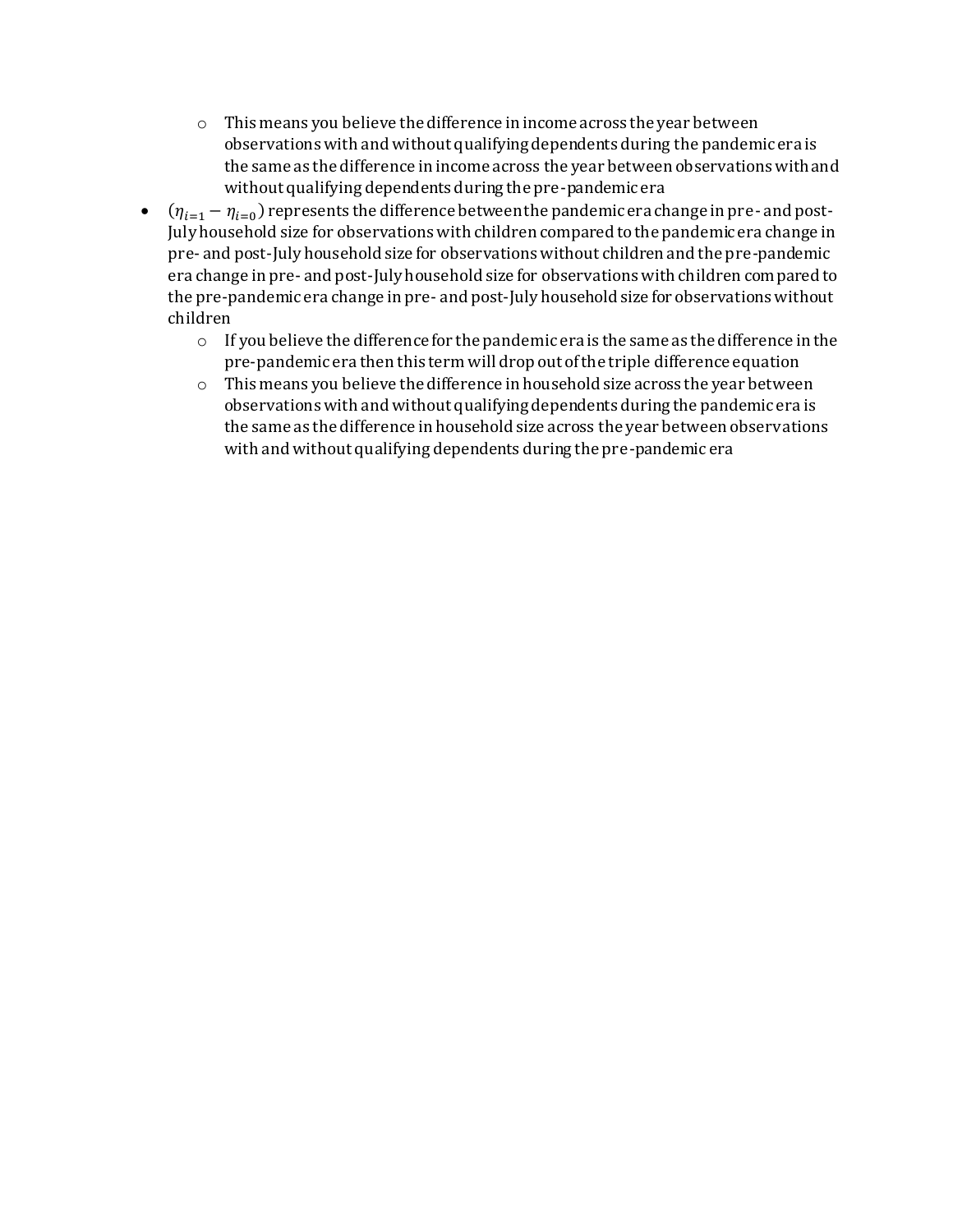- This means you believe the difference in income across the year between observations with and without qualifying dependents during the pandemic era is the same as the difference in income across the year between observations with and without qualifying dependents during the pre-pandemic era
- $(\eta_{i=1} - \eta_{i=0})$ represents the difference between the pandemic era change in pre- and post-July household size for observations with children compared to the pandemic era change in pre- and post-July household size for observations without children and the pre-pandemic era change in pre- and post-July household size for observations with children compared to the pre-pandemic era change in pre- and post-July household size for observations without children
    - If you believe the difference for the pandemic era is the same as the difference in the pre-pandemic era then this term will drop out of the triple difference equation
    - This means you believe the difference in household size across the year between observations with and without qualifying dependents during the pandemic era is the same as the difference in household size across the year between observations with and without qualifying dependents during the pre-pandemic era